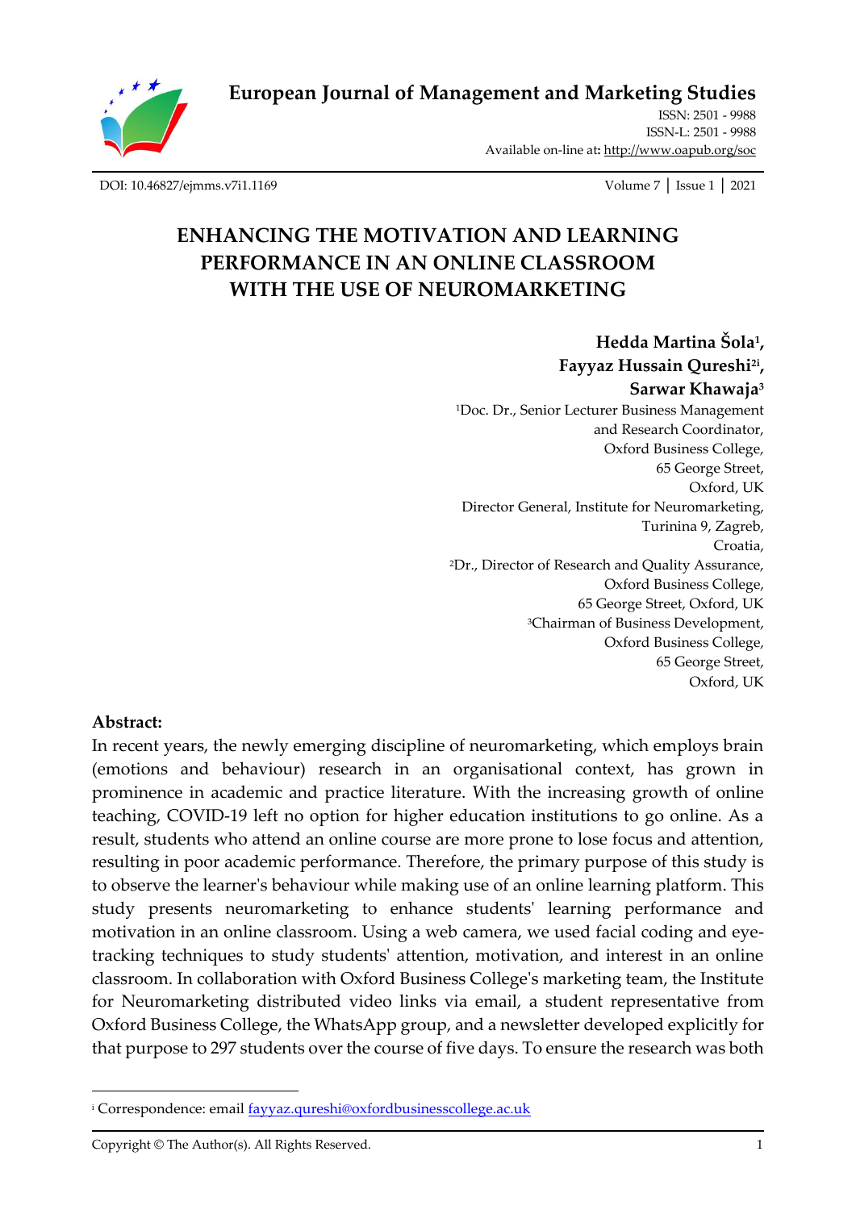**European Journal of Management and Marketing Studies**

ISSN: 2501 - 9988
ISSN-L: 2501 - 9988
Available on-line at: http://www.oapub.org/soc

DOI: 10.46827/ejmms.v7i1.1169

# ENHANCING THE MOTIVATION AND LEARNING PERFORMANCE IN AN ONLINE CLASSROOM WITH THE USE OF NEUROMARKETING

**Hedda Martina Šola[1], Fayyaz Hussain Qureshi[2i], Sarwar Khawaja[3]**

[1]Doc. Dr., Senior Lecturer Business Management and Research Coordinator, Oxford Business College, 65 George Street, Oxford, UK
Director General, Institute for Neuromarketing, Turinina 9, Zagreb, Croatia,
[2]Dr., Director of Research and Quality Assurance, Oxford Business College, 65 George Street, Oxford, UK
[3]Chairman of Business Development, Oxford Business College, 65 George Street, Oxford, UK

**Abstract:**

In recent years, the newly emerging discipline of neuromarketing, which employs brain (emotions and behaviour) research in an organisational context, has grown in prominence in academic and practice literature. With the increasing growth of online teaching, COVID-19 left no option for higher education institutions to go online. As a result, students who attend an online course are more prone to lose focus and attention, resulting in poor academic performance. Therefore, the primary purpose of this study is to observe the learner's behaviour while making use of an online learning platform. This study presents neuromarketing to enhance students' learning performance and motivation in an online classroom. Using a web camera, we used facial coding and eye-tracking techniques to study students' attention, motivation, and interest in an online classroom. In collaboration with Oxford Business College's marketing team, the Institute for Neuromarketing distributed video links via email, a student representative from Oxford Business College, the WhatsApp group, and a newsletter developed explicitly for that purpose to 297 students over the course of five days. To ensure the research was both

[i] Correspondence: email fayyaz.qureshi@oxfordbusinesscollege.ac.uk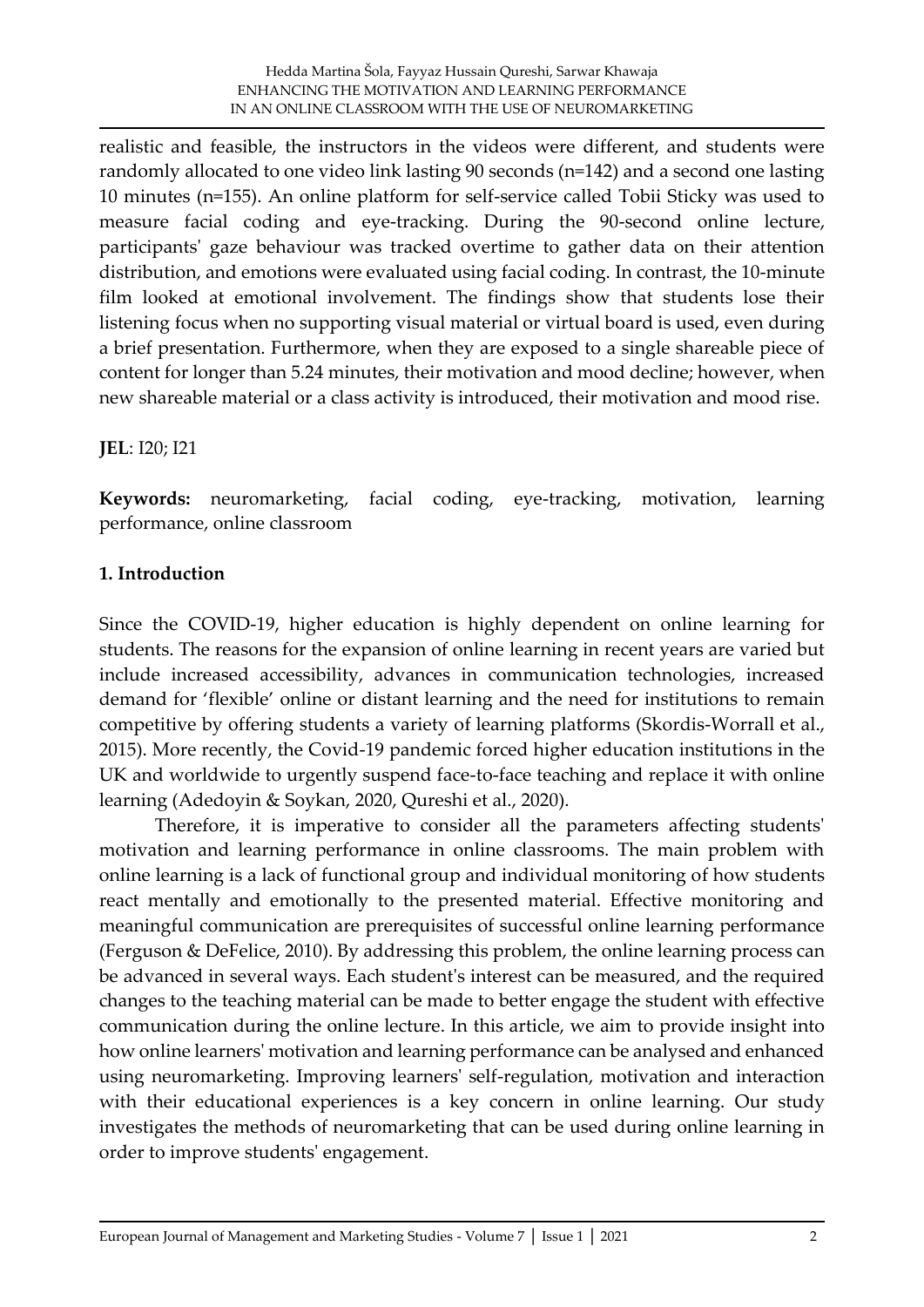realistic and feasible, the instructors in the videos were different, and students were randomly allocated to one video link lasting 90 seconds (n=142) and a second one lasting 10 minutes (n=155). An online platform for self-service called Tobii Sticky was used to measure facial coding and eye-tracking. During the 90-second online lecture, participants' gaze behaviour was tracked overtime to gather data on their attention distribution, and emotions were evaluated using facial coding. In contrast, the 10-minute film looked at emotional involvement. The findings show that students lose their listening focus when no supporting visual material or virtual board is used, even during a brief presentation. Furthermore, when they are exposed to a single shareable piece of content for longer than 5.24 minutes, their motivation and mood decline; however, when new shareable material or a class activity is introduced, their motivation and mood rise.

**JEL**: I20; I21

**Keywords:** neuromarketing, facial coding, eye-tracking, motivation, learning performance, online classroom

## 1. Introduction

Since the COVID-19, higher education is highly dependent on online learning for students. The reasons for the expansion of online learning in recent years are varied but include increased accessibility, advances in communication technologies, increased demand for 'flexible' online or distant learning and the need for institutions to remain competitive by offering students a variety of learning platforms (Skordis-Worrall et al., 2015). More recently, the Covid-19 pandemic forced higher education institutions in the UK and worldwide to urgently suspend face-to-face teaching and replace it with online learning (Adedoyin & Soykan, 2020, Qureshi et al., 2020).

Therefore, it is imperative to consider all the parameters affecting students' motivation and learning performance in online classrooms. The main problem with online learning is a lack of functional group and individual monitoring of how students react mentally and emotionally to the presented material. Effective monitoring and meaningful communication are prerequisites of successful online learning performance (Ferguson & DeFelice, 2010). By addressing this problem, the online learning process can be advanced in several ways. Each student's interest can be measured, and the required changes to the teaching material can be made to better engage the student with effective communication during the online lecture. In this article, we aim to provide insight into how online learners' motivation and learning performance can be analysed and enhanced using neuromarketing. Improving learners' self-regulation, motivation and interaction with their educational experiences is a key concern in online learning. Our study investigates the methods of neuromarketing that can be used during online learning in order to improve students' engagement.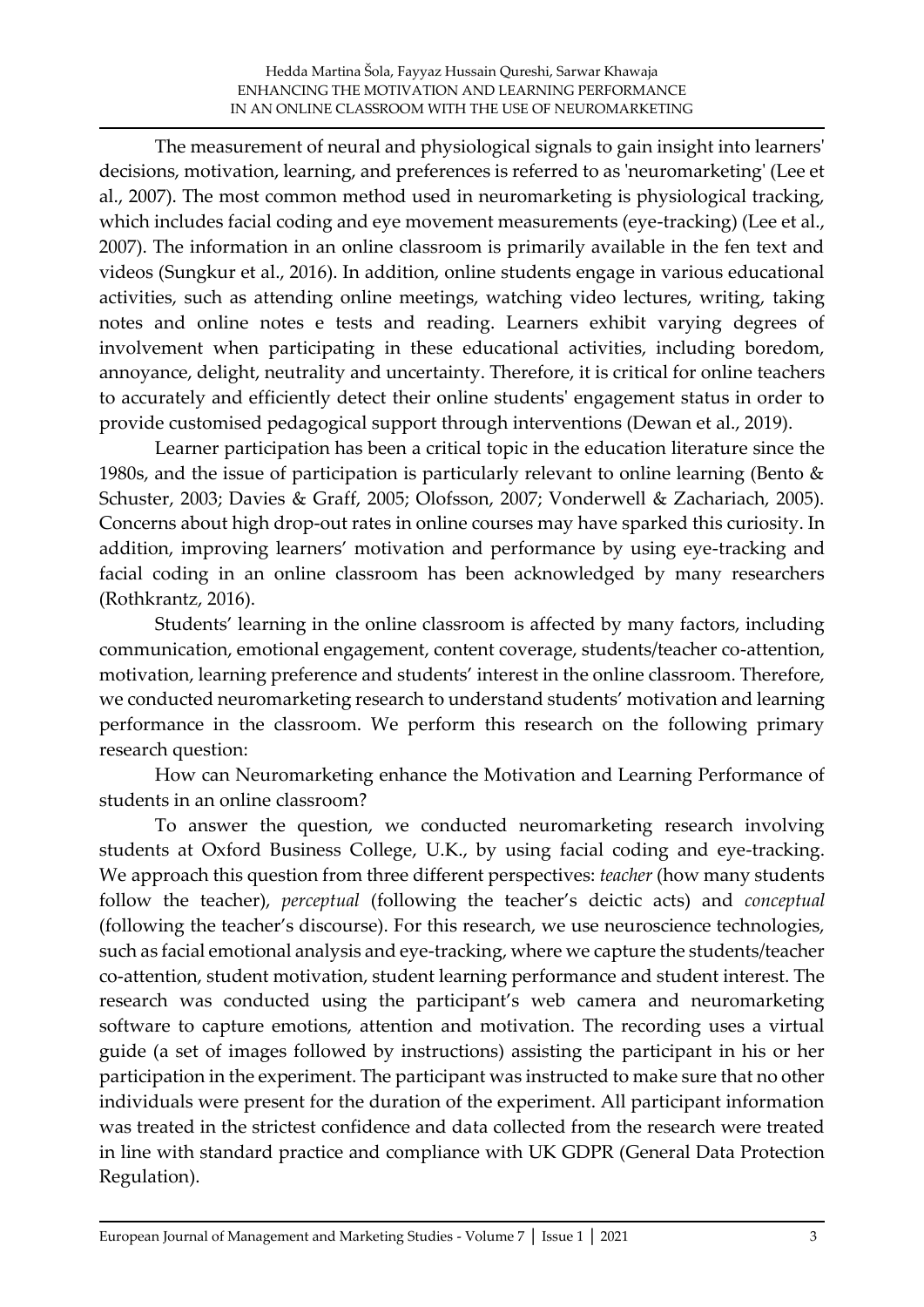The measurement of neural and physiological signals to gain insight into learners' decisions, motivation, learning, and preferences is referred to as 'neuromarketing' (Lee et al., 2007). The most common method used in neuromarketing is physiological tracking, which includes facial coding and eye movement measurements (eye-tracking) (Lee et al., 2007). The information in an online classroom is primarily available in the fen text and videos (Sungkur et al., 2016). In addition, online students engage in various educational activities, such as attending online meetings, watching video lectures, writing, taking notes and online notes e tests and reading. Learners exhibit varying degrees of involvement when participating in these educational activities, including boredom, annoyance, delight, neutrality and uncertainty. Therefore, it is critical for online teachers to accurately and efficiently detect their online students' engagement status in order to provide customised pedagogical support through interventions (Dewan et al., 2019).

Learner participation has been a critical topic in the education literature since the 1980s, and the issue of participation is particularly relevant to online learning (Bento & Schuster, 2003; Davies & Graff, 2005; Olofsson, 2007; Vonderwell & Zachariach, 2005). Concerns about high drop-out rates in online courses may have sparked this curiosity. In addition, improving learners' motivation and performance by using eye-tracking and facial coding in an online classroom has been acknowledged by many researchers (Rothkrantz, 2016).

Students' learning in the online classroom is affected by many factors, including communication, emotional engagement, content coverage, students/teacher co-attention, motivation, learning preference and students' interest in the online classroom. Therefore, we conducted neuromarketing research to understand students' motivation and learning performance in the classroom. We perform this research on the following primary research question:

How can Neuromarketing enhance the Motivation and Learning Performance of students in an online classroom?

To answer the question, we conducted neuromarketing research involving students at Oxford Business College, U.K., by using facial coding and eye-tracking. We approach this question from three different perspectives: *teacher* (how many students follow the teacher), *perceptual* (following the teacher's deictic acts) and *conceptual* (following the teacher's discourse). For this research, we use neuroscience technologies, such as facial emotional analysis and eye-tracking, where we capture the students/teacher co-attention, student motivation, student learning performance and student interest. The research was conducted using the participant's web camera and neuromarketing software to capture emotions, attention and motivation. The recording uses a virtual guide (a set of images followed by instructions) assisting the participant in his or her participation in the experiment. The participant was instructed to make sure that no other individuals were present for the duration of the experiment. All participant information was treated in the strictest confidence and data collected from the research were treated in line with standard practice and compliance with UK GDPR (General Data Protection Regulation).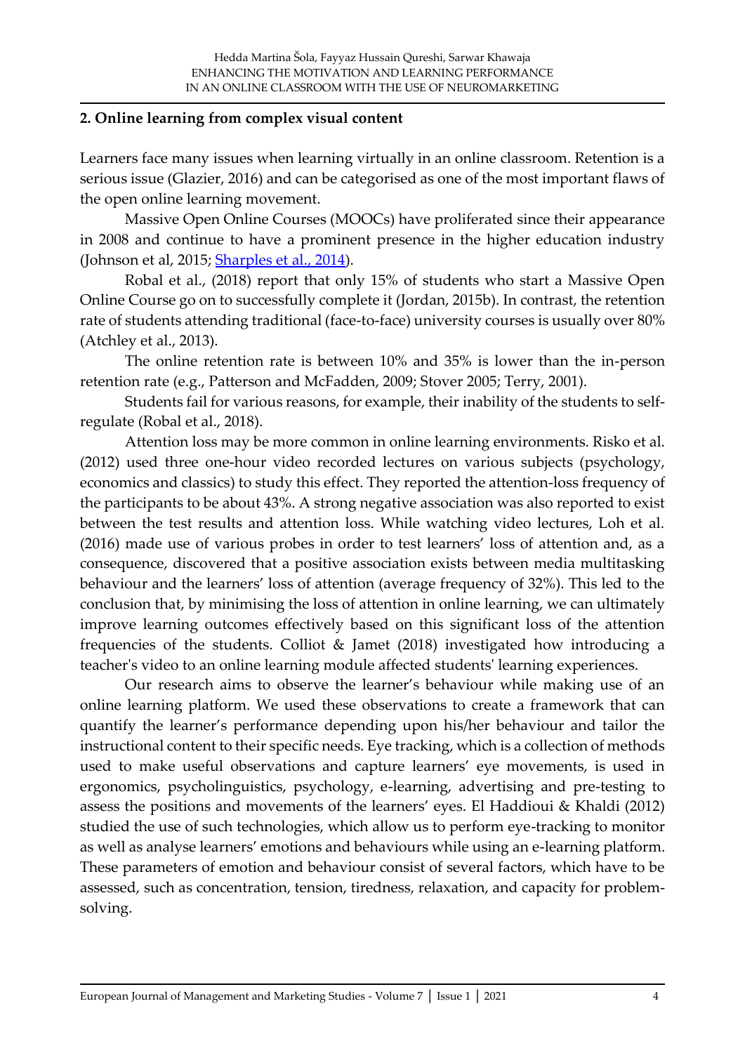## 2. Online learning from complex visual content

Learners face many issues when learning virtually in an online classroom. Retention is a serious issue (Glazier, 2016) and can be categorised as one of the most important flaws of the open online learning movement.

Massive Open Online Courses (MOOCs) have proliferated since their appearance in 2008 and continue to have a prominent presence in the higher education industry (Johnson et al, 2015; Sharples et al., 2014).

Robal et al., (2018) report that only 15% of students who start a Massive Open Online Course go on to successfully complete it (Jordan, 2015b). In contrast, the retention rate of students attending traditional (face-to-face) university courses is usually over 80% (Atchley et al., 2013).

The online retention rate is between 10% and 35% is lower than the in-person retention rate (e.g., Patterson and McFadden, 2009; Stover 2005; Terry, 2001).

Students fail for various reasons, for example, their inability of the students to self-regulate (Robal et al., 2018).

Attention loss may be more common in online learning environments. Risko et al. (2012) used three one-hour video recorded lectures on various subjects (psychology, economics and classics) to study this effect. They reported the attention-loss frequency of the participants to be about 43%. A strong negative association was also reported to exist between the test results and attention loss. While watching video lectures, Loh et al. (2016) made use of various probes in order to test learners' loss of attention and, as a consequence, discovered that a positive association exists between media multitasking behaviour and the learners' loss of attention (average frequency of 32%). This led to the conclusion that, by minimising the loss of attention in online learning, we can ultimately improve learning outcomes effectively based on this significant loss of the attention frequencies of the students. Colliot & Jamet (2018) investigated how introducing a teacher's video to an online learning module affected students' learning experiences.

Our research aims to observe the learner's behaviour while making use of an online learning platform. We used these observations to create a framework that can quantify the learner's performance depending upon his/her behaviour and tailor the instructional content to their specific needs. Eye tracking, which is a collection of methods used to make useful observations and capture learners' eye movements, is used in ergonomics, psycholinguistics, psychology, e-learning, advertising and pre-testing to assess the positions and movements of the learners' eyes. El Haddioui & Khaldi (2012) studied the use of such technologies, which allow us to perform eye-tracking to monitor as well as analyse learners' emotions and behaviours while using an e-learning platform. These parameters of emotion and behaviour consist of several factors, which have to be assessed, such as concentration, tension, tiredness, relaxation, and capacity for problem-solving.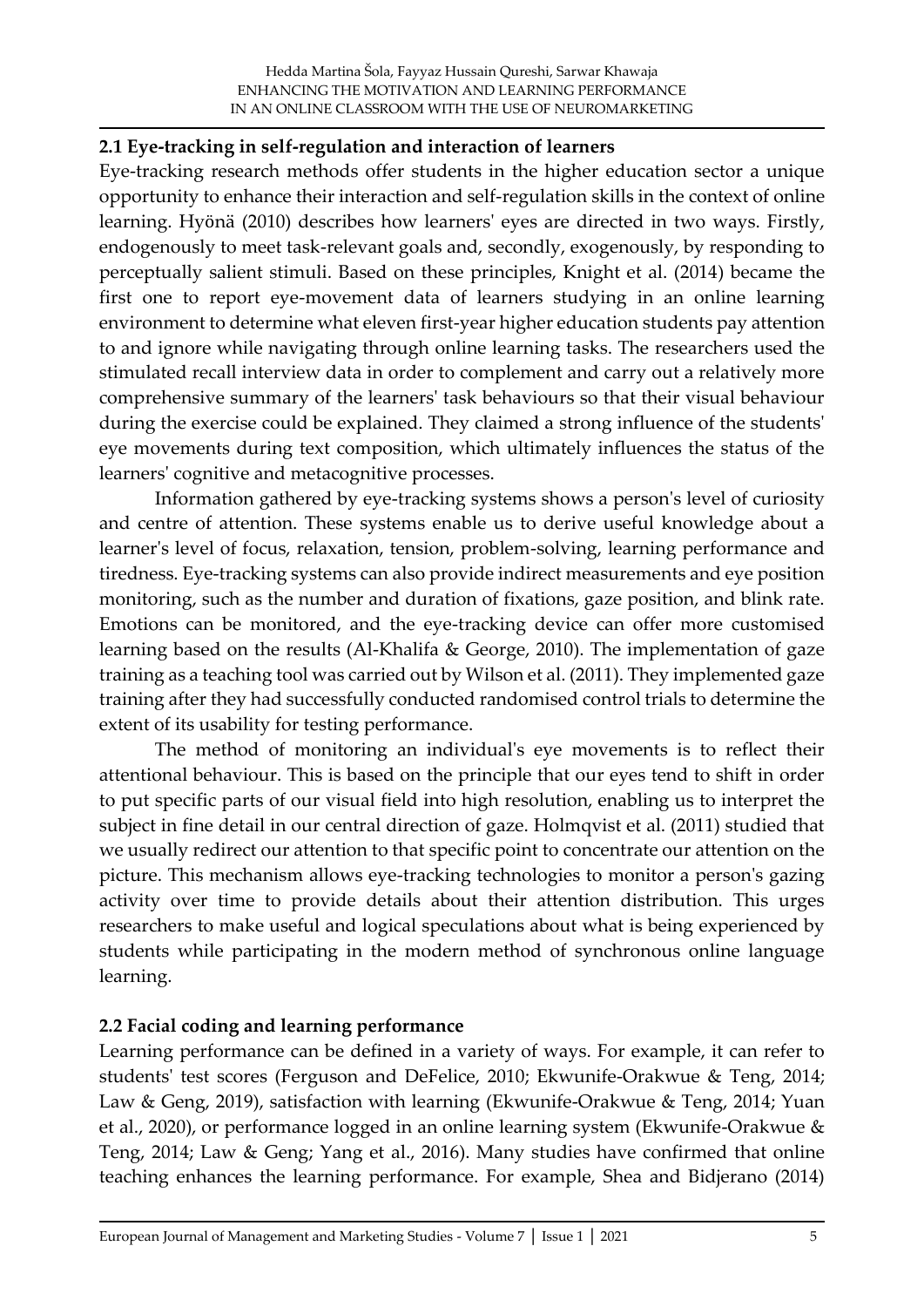### 2.1 Eye-tracking in self-regulation and interaction of learners

Eye-tracking research methods offer students in the higher education sector a unique opportunity to enhance their interaction and self-regulation skills in the context of online learning. Hyönä (2010) describes how learners' eyes are directed in two ways. Firstly, endogenously to meet task-relevant goals and, secondly, exogenously, by responding to perceptually salient stimuli. Based on these principles, Knight et al. (2014) became the first one to report eye-movement data of learners studying in an online learning environment to determine what eleven first-year higher education students pay attention to and ignore while navigating through online learning tasks. The researchers used the stimulated recall interview data in order to complement and carry out a relatively more comprehensive summary of the learners' task behaviours so that their visual behaviour during the exercise could be explained. They claimed a strong influence of the students' eye movements during text composition, which ultimately influences the status of the learners' cognitive and metacognitive processes.

Information gathered by eye-tracking systems shows a person's level of curiosity and centre of attention. These systems enable us to derive useful knowledge about a learner's level of focus, relaxation, tension, problem-solving, learning performance and tiredness. Eye-tracking systems can also provide indirect measurements and eye position monitoring, such as the number and duration of fixations, gaze position, and blink rate. Emotions can be monitored, and the eye-tracking device can offer more customised learning based on the results (Al-Khalifa & George, 2010). The implementation of gaze training as a teaching tool was carried out by Wilson et al. (2011). They implemented gaze training after they had successfully conducted randomised control trials to determine the extent of its usability for testing performance.

The method of monitoring an individual's eye movements is to reflect their attentional behaviour. This is based on the principle that our eyes tend to shift in order to put specific parts of our visual field into high resolution, enabling us to interpret the subject in fine detail in our central direction of gaze. Holmqvist et al. (2011) studied that we usually redirect our attention to that specific point to concentrate our attention on the picture. This mechanism allows eye-tracking technologies to monitor a person's gazing activity over time to provide details about their attention distribution. This urges researchers to make useful and logical speculations about what is being experienced by students while participating in the modern method of synchronous online language learning.

### 2.2 Facial coding and learning performance

Learning performance can be defined in a variety of ways. For example, it can refer to students' test scores (Ferguson and DeFelice, 2010; Ekwunife-Orakwue & Teng, 2014; Law & Geng, 2019), satisfaction with learning (Ekwunife-Orakwue & Teng, 2014; Yuan et al., 2020), or performance logged in an online learning system (Ekwunife-Orakwue & Teng, 2014; Law & Geng; Yang et al., 2016). Many studies have confirmed that online teaching enhances the learning performance. For example, Shea and Bidjerano (2014)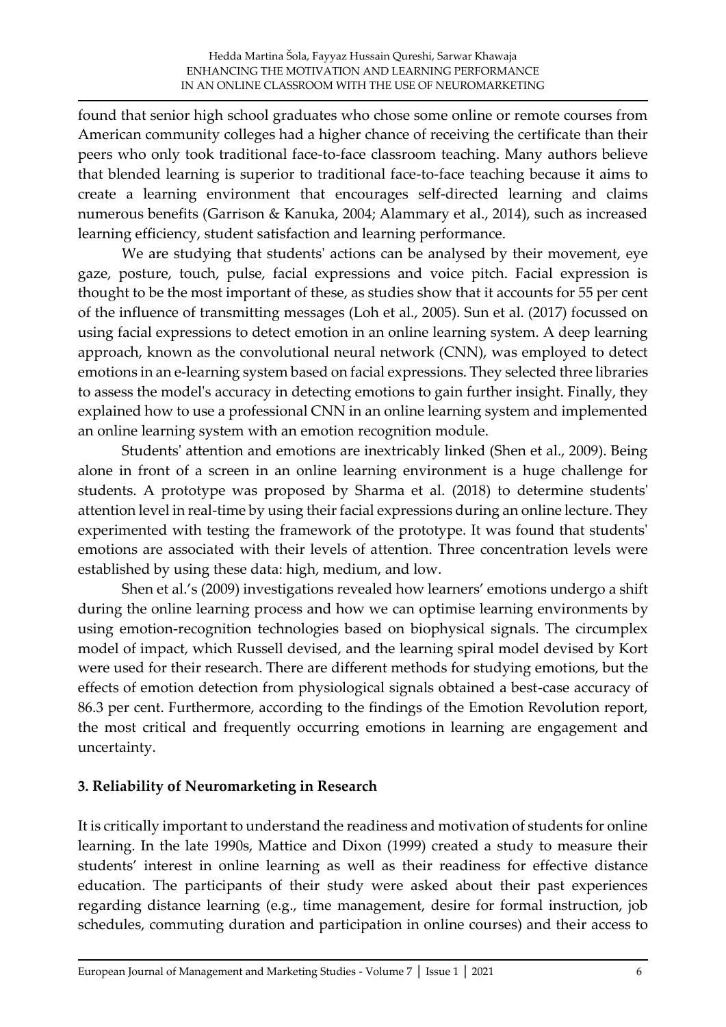found that senior high school graduates who chose some online or remote courses from American community colleges had a higher chance of receiving the certificate than their peers who only took traditional face-to-face classroom teaching. Many authors believe that blended learning is superior to traditional face-to-face teaching because it aims to create a learning environment that encourages self-directed learning and claims numerous benefits (Garrison & Kanuka, 2004; Alammary et al., 2014), such as increased learning efficiency, student satisfaction and learning performance.

We are studying that students' actions can be analysed by their movement, eye gaze, posture, touch, pulse, facial expressions and voice pitch. Facial expression is thought to be the most important of these, as studies show that it accounts for 55 per cent of the influence of transmitting messages (Loh et al., 2005). Sun et al. (2017) focussed on using facial expressions to detect emotion in an online learning system. A deep learning approach, known as the convolutional neural network (CNN), was employed to detect emotions in an e-learning system based on facial expressions. They selected three libraries to assess the model's accuracy in detecting emotions to gain further insight. Finally, they explained how to use a professional CNN in an online learning system and implemented an online learning system with an emotion recognition module.

Students' attention and emotions are inextricably linked (Shen et al., 2009). Being alone in front of a screen in an online learning environment is a huge challenge for students. A prototype was proposed by Sharma et al. (2018) to determine students' attention level in real-time by using their facial expressions during an online lecture. They experimented with testing the framework of the prototype. It was found that students' emotions are associated with their levels of attention. Three concentration levels were established by using these data: high, medium, and low.

Shen et al.'s (2009) investigations revealed how learners' emotions undergo a shift during the online learning process and how we can optimise learning environments by using emotion-recognition technologies based on biophysical signals. The circumplex model of impact, which Russell devised, and the learning spiral model devised by Kort were used for their research. There are different methods for studying emotions, but the effects of emotion detection from physiological signals obtained a best-case accuracy of 86.3 per cent. Furthermore, according to the findings of the Emotion Revolution report, the most critical and frequently occurring emotions in learning are engagement and uncertainty.

## 3. Reliability of Neuromarketing in Research

It is critically important to understand the readiness and motivation of students for online learning. In the late 1990s, Mattice and Dixon (1999) created a study to measure their students' interest in online learning as well as their readiness for effective distance education. The participants of their study were asked about their past experiences regarding distance learning (e.g., time management, desire for formal instruction, job schedules, commuting duration and participation in online courses) and their access to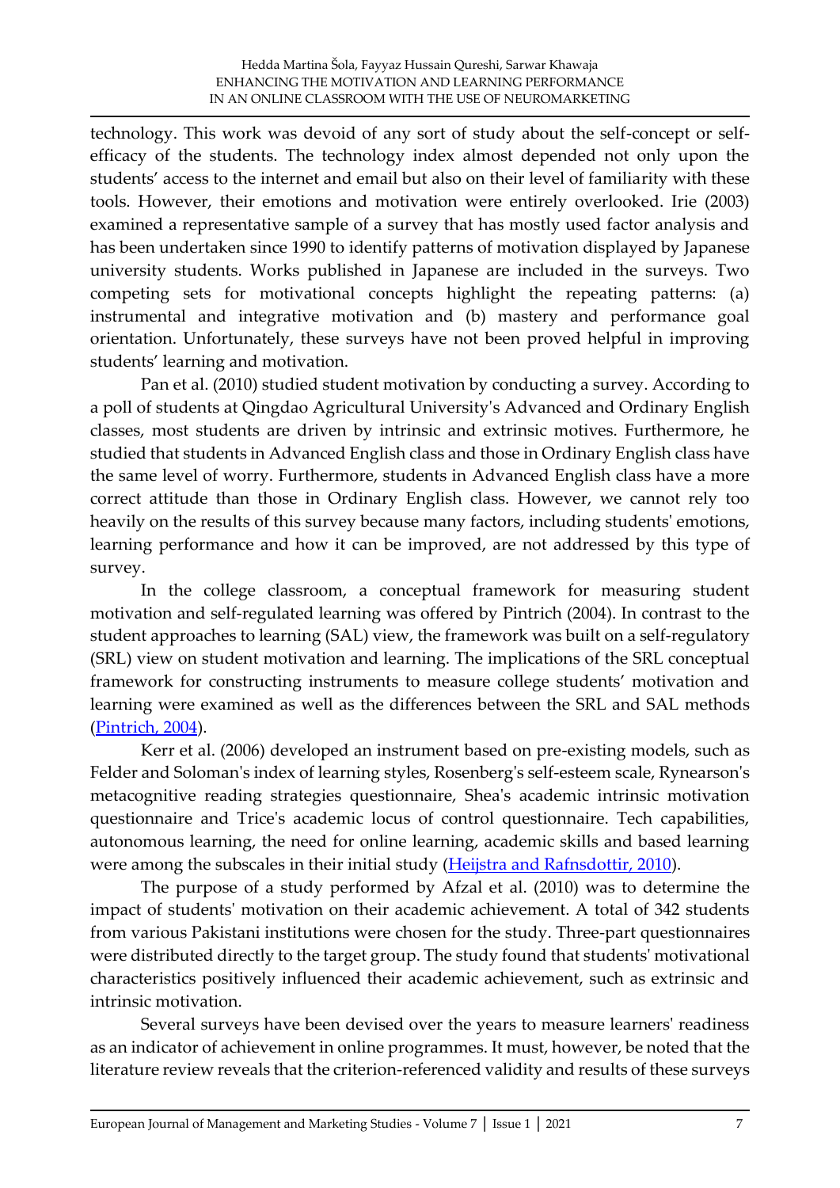technology. This work was devoid of any sort of study about the self-concept or self-efficacy of the students. The technology index almost depended not only upon the students' access to the internet and email but also on their level of familiarity with these tools. However, their emotions and motivation were entirely overlooked. Irie (2003) examined a representative sample of a survey that has mostly used factor analysis and has been undertaken since 1990 to identify patterns of motivation displayed by Japanese university students. Works published in Japanese are included in the surveys. Two competing sets for motivational concepts highlight the repeating patterns: (a) instrumental and integrative motivation and (b) mastery and performance goal orientation. Unfortunately, these surveys have not been proved helpful in improving students' learning and motivation.

Pan et al. (2010) studied student motivation by conducting a survey. According to a poll of students at Qingdao Agricultural University's Advanced and Ordinary English classes, most students are driven by intrinsic and extrinsic motives. Furthermore, he studied that students in Advanced English class and those in Ordinary English class have the same level of worry. Furthermore, students in Advanced English class have a more correct attitude than those in Ordinary English class. However, we cannot rely too heavily on the results of this survey because many factors, including students' emotions, learning performance and how it can be improved, are not addressed by this type of survey.

In the college classroom, a conceptual framework for measuring student motivation and self-regulated learning was offered by Pintrich (2004). In contrast to the student approaches to learning (SAL) view, the framework was built on a self-regulatory (SRL) view on student motivation and learning. The implications of the SRL conceptual framework for constructing instruments to measure college students' motivation and learning were examined as well as the differences between the SRL and SAL methods (Pintrich, 2004).

Kerr et al. (2006) developed an instrument based on pre-existing models, such as Felder and Soloman's index of learning styles, Rosenberg's self-esteem scale, Rynearson's metacognitive reading strategies questionnaire, Shea's academic intrinsic motivation questionnaire and Trice's academic locus of control questionnaire. Tech capabilities, autonomous learning, the need for online learning, academic skills and based learning were among the subscales in their initial study (Heijstra and Rafnsdottir, 2010).

The purpose of a study performed by Afzal et al. (2010) was to determine the impact of students' motivation on their academic achievement. A total of 342 students from various Pakistani institutions were chosen for the study. Three-part questionnaires were distributed directly to the target group. The study found that students' motivational characteristics positively influenced their academic achievement, such as extrinsic and intrinsic motivation.

Several surveys have been devised over the years to measure learners' readiness as an indicator of achievement in online programmes. It must, however, be noted that the literature review reveals that the criterion-referenced validity and results of these surveys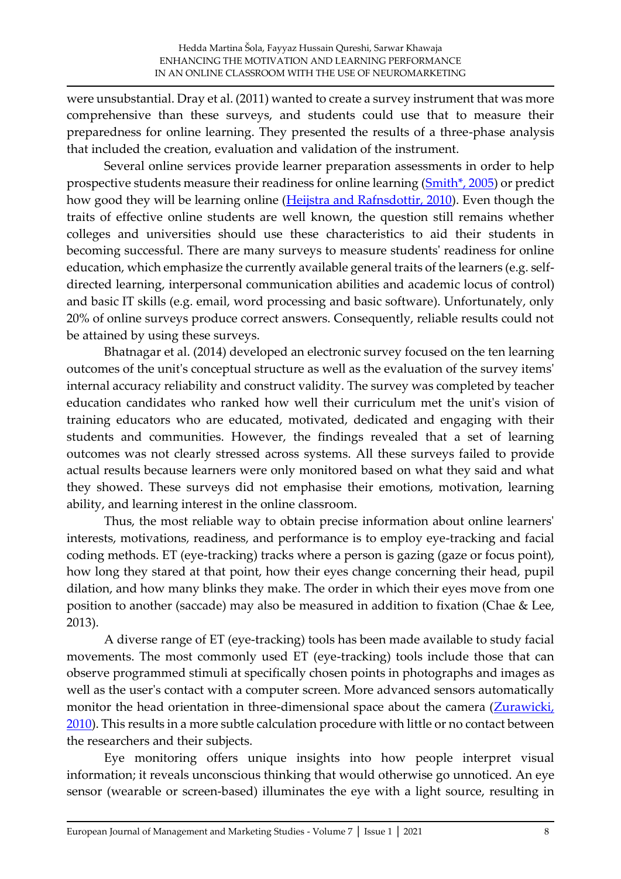were unsubstantial. Dray et al. (2011) wanted to create a survey instrument that was more comprehensive than these surveys, and students could use that to measure their preparedness for online learning. They presented the results of a three-phase analysis that included the creation, evaluation and validation of the instrument.

Several online services provide learner preparation assessments in order to help prospective students measure their readiness for online learning (Smith*, 2005) or predict how good they will be learning online (Heijstra and Rafnsdottir, 2010). Even though the traits of effective online students are well known, the question still remains whether colleges and universities should use these characteristics to aid their students in becoming successful. There are many surveys to measure students' readiness for online education, which emphasize the currently available general traits of the learners (e.g. self-directed learning, interpersonal communication abilities and academic locus of control) and basic IT skills (e.g. email, word processing and basic software). Unfortunately, only 20% of online surveys produce correct answers. Consequently, reliable results could not be attained by using these surveys.

Bhatnagar et al. (2014) developed an electronic survey focused on the ten learning outcomes of the unit's conceptual structure as well as the evaluation of the survey items' internal accuracy reliability and construct validity. The survey was completed by teacher education candidates who ranked how well their curriculum met the unit's vision of training educators who are educated, motivated, dedicated and engaging with their students and communities. However, the findings revealed that a set of learning outcomes was not clearly stressed across systems. All these surveys failed to provide actual results because learners were only monitored based on what they said and what they showed. These surveys did not emphasise their emotions, motivation, learning ability, and learning interest in the online classroom.

Thus, the most reliable way to obtain precise information about online learners' interests, motivations, readiness, and performance is to employ eye-tracking and facial coding methods. ET (eye-tracking) tracks where a person is gazing (gaze or focus point), how long they stared at that point, how their eyes change concerning their head, pupil dilation, and how many blinks they make. The order in which their eyes move from one position to another (saccade) may also be measured in addition to fixation (Chae & Lee, 2013).

A diverse range of ET (eye-tracking) tools has been made available to study facial movements. The most commonly used ET (eye-tracking) tools include those that can observe programmed stimuli at specifically chosen points in photographs and images as well as the user's contact with a computer screen. More advanced sensors automatically monitor the head orientation in three-dimensional space about the camera (Zurawicki, 2010). This results in a more subtle calculation procedure with little or no contact between the researchers and their subjects.

Eye monitoring offers unique insights into how people interpret visual information; it reveals unconscious thinking that would otherwise go unnoticed. An eye sensor (wearable or screen-based) illuminates the eye with a light source, resulting in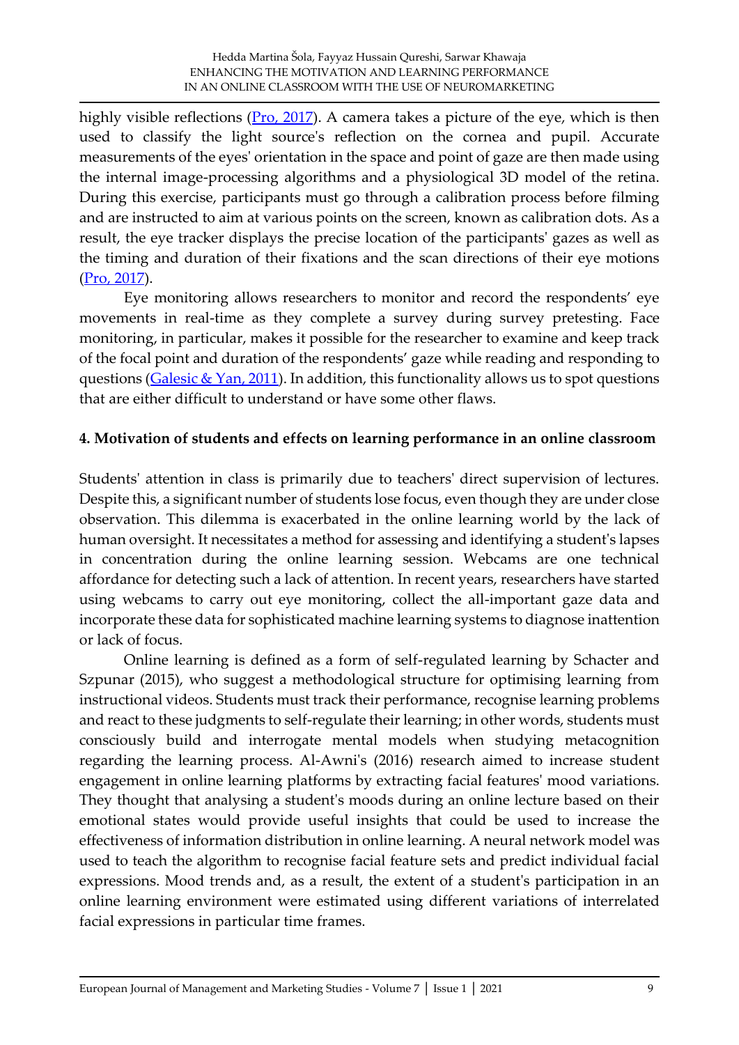highly visible reflections (Pro, 2017). A camera takes a picture of the eye, which is then used to classify the light source's reflection on the cornea and pupil. Accurate measurements of the eyes' orientation in the space and point of gaze are then made using the internal image-processing algorithms and a physiological 3D model of the retina. During this exercise, participants must go through a calibration process before filming and are instructed to aim at various points on the screen, known as calibration dots. As a result, the eye tracker displays the precise location of the participants' gazes as well as the timing and duration of their fixations and the scan directions of their eye motions (Pro, 2017).

Eye monitoring allows researchers to monitor and record the respondents' eye movements in real-time as they complete a survey during survey pretesting. Face monitoring, in particular, makes it possible for the researcher to examine and keep track of the focal point and duration of the respondents' gaze while reading and responding to questions (Galesic & Yan, 2011). In addition, this functionality allows us to spot questions that are either difficult to understand or have some other flaws.

## 4. Motivation of students and effects on learning performance in an online classroom

Students' attention in class is primarily due to teachers' direct supervision of lectures. Despite this, a significant number of students lose focus, even though they are under close observation. This dilemma is exacerbated in the online learning world by the lack of human oversight. It necessitates a method for assessing and identifying a student's lapses in concentration during the online learning session. Webcams are one technical affordance for detecting such a lack of attention. In recent years, researchers have started using webcams to carry out eye monitoring, collect the all-important gaze data and incorporate these data for sophisticated machine learning systems to diagnose inattention or lack of focus.

Online learning is defined as a form of self-regulated learning by Schacter and Szpunar (2015), who suggest a methodological structure for optimising learning from instructional videos. Students must track their performance, recognise learning problems and react to these judgments to self-regulate their learning; in other words, students must consciously build and interrogate mental models when studying metacognition regarding the learning process. Al-Awni's (2016) research aimed to increase student engagement in online learning platforms by extracting facial features' mood variations. They thought that analysing a student's moods during an online lecture based on their emotional states would provide useful insights that could be used to increase the effectiveness of information distribution in online learning. A neural network model was used to teach the algorithm to recognise facial feature sets and predict individual facial expressions. Mood trends and, as a result, the extent of a student's participation in an online learning environment were estimated using different variations of interrelated facial expressions in particular time frames.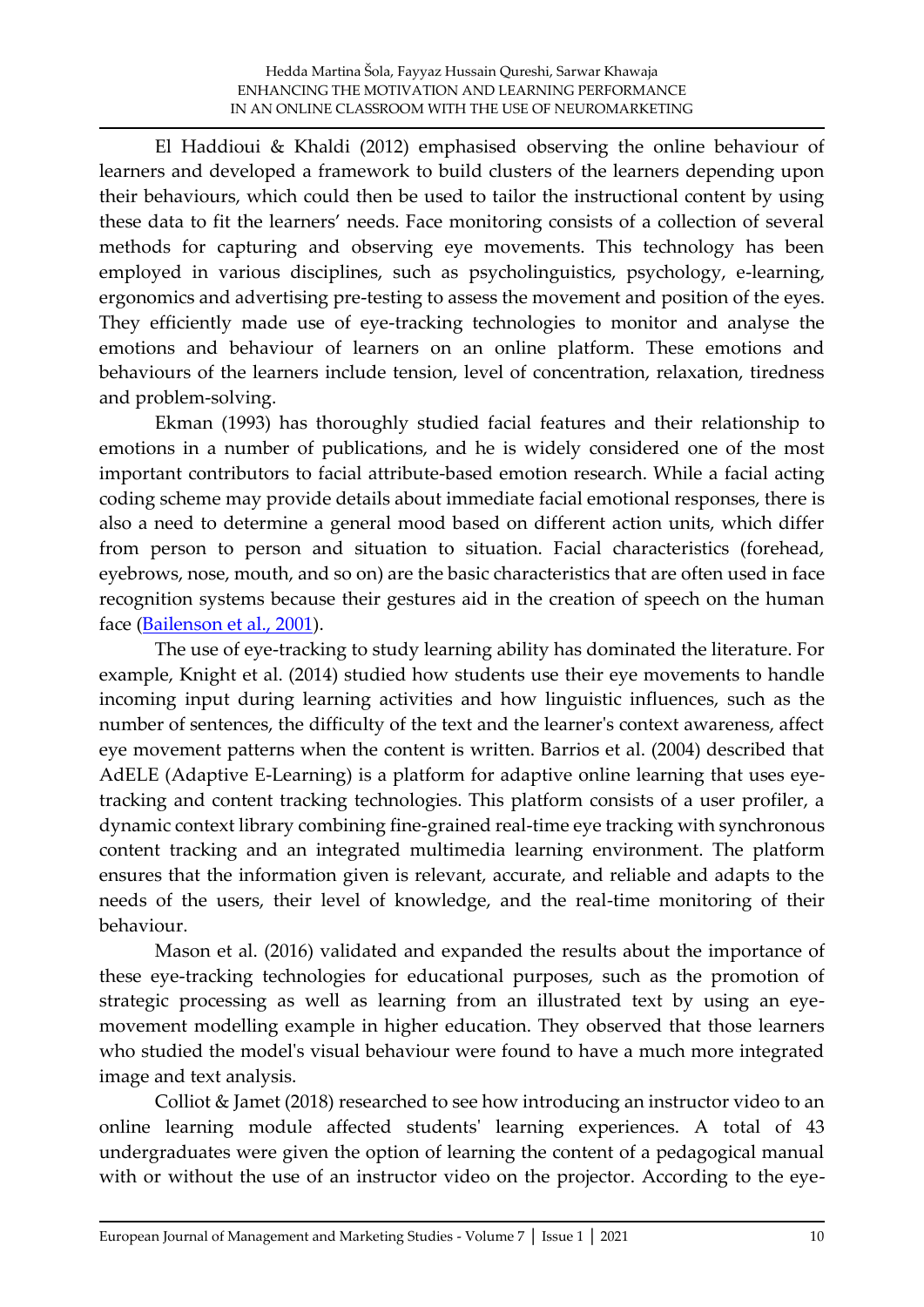El Haddioui & Khaldi (2012) emphasised observing the online behaviour of learners and developed a framework to build clusters of the learners depending upon their behaviours, which could then be used to tailor the instructional content by using these data to fit the learners' needs. Face monitoring consists of a collection of several methods for capturing and observing eye movements. This technology has been employed in various disciplines, such as psycholinguistics, psychology, e-learning, ergonomics and advertising pre-testing to assess the movement and position of the eyes. They efficiently made use of eye-tracking technologies to monitor and analyse the emotions and behaviour of learners on an online platform. These emotions and behaviours of the learners include tension, level of concentration, relaxation, tiredness and problem-solving.

Ekman (1993) has thoroughly studied facial features and their relationship to emotions in a number of publications, and he is widely considered one of the most important contributors to facial attribute-based emotion research. While a facial acting coding scheme may provide details about immediate facial emotional responses, there is also a need to determine a general mood based on different action units, which differ from person to person and situation to situation. Facial characteristics (forehead, eyebrows, nose, mouth, and so on) are the basic characteristics that are often used in face recognition systems because their gestures aid in the creation of speech on the human face (Bailenson et al., 2001).

The use of eye-tracking to study learning ability has dominated the literature. For example, Knight et al. (2014) studied how students use their eye movements to handle incoming input during learning activities and how linguistic influences, such as the number of sentences, the difficulty of the text and the learner's context awareness, affect eye movement patterns when the content is written. Barrios et al. (2004) described that AdELE (Adaptive E-Learning) is a platform for adaptive online learning that uses eye-tracking and content tracking technologies. This platform consists of a user profiler, a dynamic context library combining fine-grained real-time eye tracking with synchronous content tracking and an integrated multimedia learning environment. The platform ensures that the information given is relevant, accurate, and reliable and adapts to the needs of the users, their level of knowledge, and the real-time monitoring of their behaviour.

Mason et al. (2016) validated and expanded the results about the importance of these eye-tracking technologies for educational purposes, such as the promotion of strategic processing as well as learning from an illustrated text by using an eye-movement modelling example in higher education. They observed that those learners who studied the model's visual behaviour were found to have a much more integrated image and text analysis.

Colliot & Jamet (2018) researched to see how introducing an instructor video to an online learning module affected students' learning experiences. A total of 43 undergraduates were given the option of learning the content of a pedagogical manual with or without the use of an instructor video on the projector. According to the eye-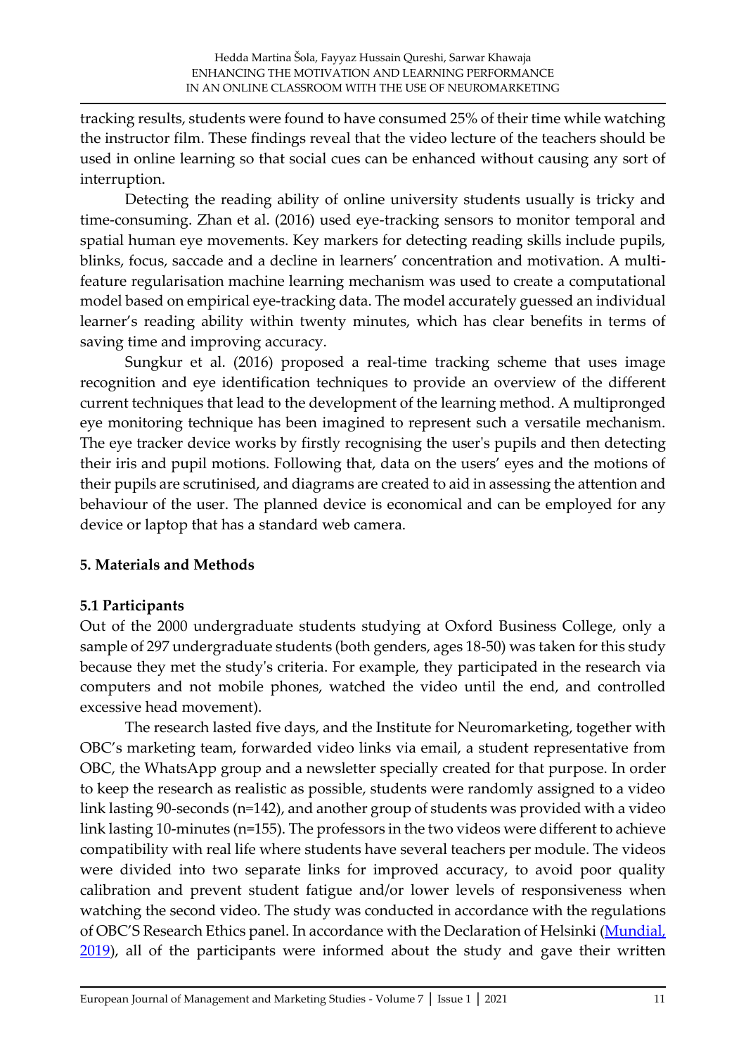tracking results, students were found to have consumed 25% of their time while watching the instructor film. These findings reveal that the video lecture of the teachers should be used in online learning so that social cues can be enhanced without causing any sort of interruption.

Detecting the reading ability of online university students usually is tricky and time-consuming. Zhan et al. (2016) used eye-tracking sensors to monitor temporal and spatial human eye movements. Key markers for detecting reading skills include pupils, blinks, focus, saccade and a decline in learners' concentration and motivation. A multi-feature regularisation machine learning mechanism was used to create a computational model based on empirical eye-tracking data. The model accurately guessed an individual learner's reading ability within twenty minutes, which has clear benefits in terms of saving time and improving accuracy.

Sungkur et al. (2016) proposed a real-time tracking scheme that uses image recognition and eye identification techniques to provide an overview of the different current techniques that lead to the development of the learning method. A multipronged eye monitoring technique has been imagined to represent such a versatile mechanism. The eye tracker device works by firstly recognising the user's pupils and then detecting their iris and pupil motions. Following that, data on the users' eyes and the motions of their pupils are scrutinised, and diagrams are created to aid in assessing the attention and behaviour of the user. The planned device is economical and can be employed for any device or laptop that has a standard web camera.

## 5. Materials and Methods

### 5.1 Participants

Out of the 2000 undergraduate students studying at Oxford Business College, only a sample of 297 undergraduate students (both genders, ages 18-50) was taken for this study because they met the study's criteria. For example, they participated in the research via computers and not mobile phones, watched the video until the end, and controlled excessive head movement).

The research lasted five days, and the Institute for Neuromarketing, together with OBC's marketing team, forwarded video links via email, a student representative from OBC, the WhatsApp group and a newsletter specially created for that purpose. In order to keep the research as realistic as possible, students were randomly assigned to a video link lasting 90-seconds (n=142), and another group of students was provided with a video link lasting 10-minutes (n=155). The professors in the two videos were different to achieve compatibility with real life where students have several teachers per module. The videos were divided into two separate links for improved accuracy, to avoid poor quality calibration and prevent student fatigue and/or lower levels of responsiveness when watching the second video. The study was conducted in accordance with the regulations of OBC'S Research Ethics panel. In accordance with the Declaration of Helsinki (Mundial, 2019), all of the participants were informed about the study and gave their written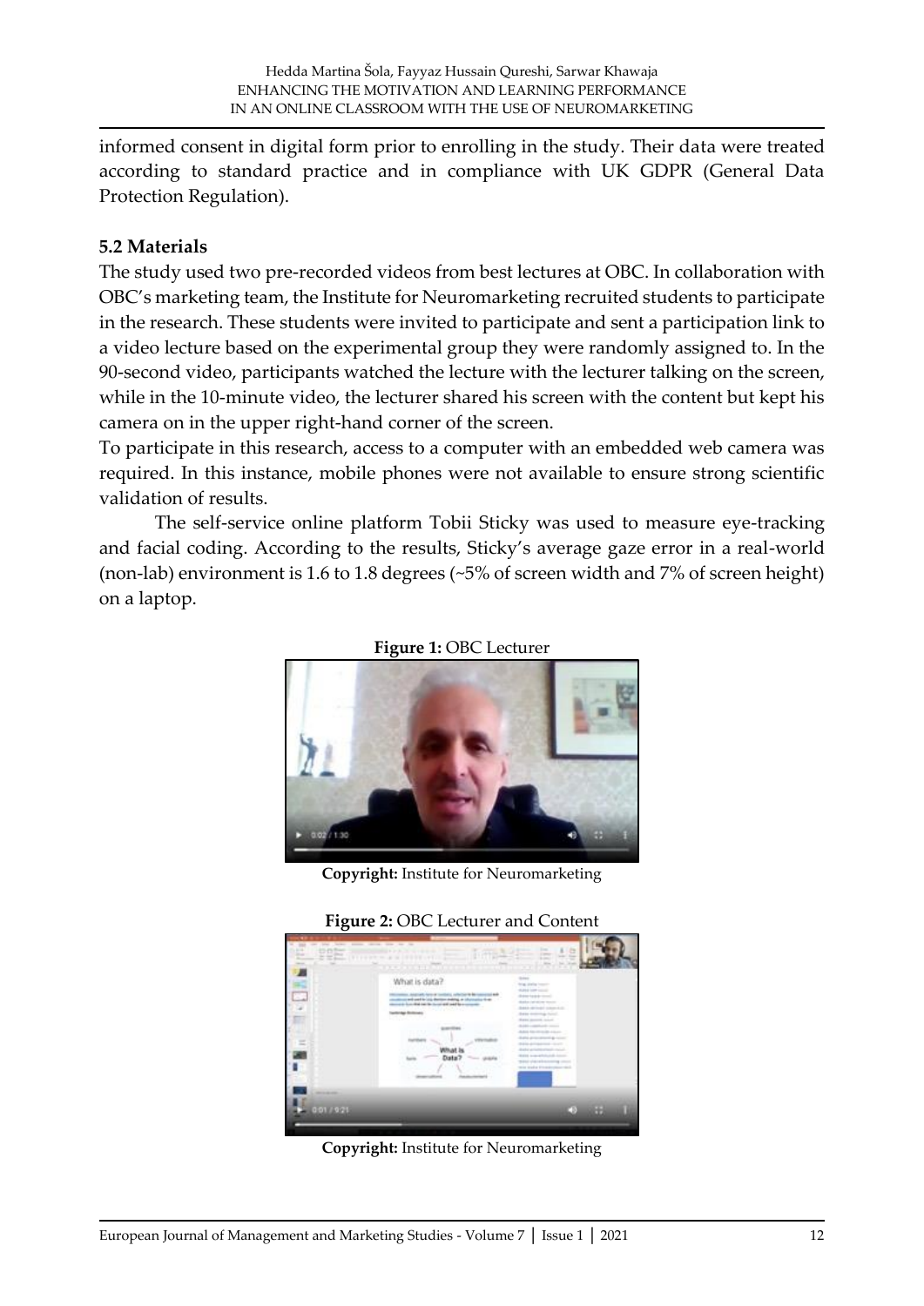informed consent in digital form prior to enrolling in the study. Their data were treated according to standard practice and in compliance with UK GDPR (General Data Protection Regulation).

### 5.2 Materials

The study used two pre-recorded videos from best lectures at OBC. In collaboration with OBC's marketing team, the Institute for Neuromarketing recruited students to participate in the research. These students were invited to participate and sent a participation link to a video lecture based on the experimental group they were randomly assigned to. In the 90-second video, participants watched the lecture with the lecturer talking on the screen, while in the 10-minute video, the lecturer shared his screen with the content but kept his camera on in the upper right-hand corner of the screen.

To participate in this research, access to a computer with an embedded web camera was required. In this instance, mobile phones were not available to ensure strong scientific validation of results.

The self-service online platform Tobii Sticky was used to measure eye-tracking and facial coding. According to the results, Sticky's average gaze error in a real-world (non-lab) environment is 1.6 to 1.8 degrees (~5% of screen width and 7% of screen height) on a laptop.

**Figure 1:** OBC Lecturer

**Copyright:** Institute for Neuromarketing

**Figure 2:** OBC Lecturer and Content

**Copyright:** Institute for Neuromarketing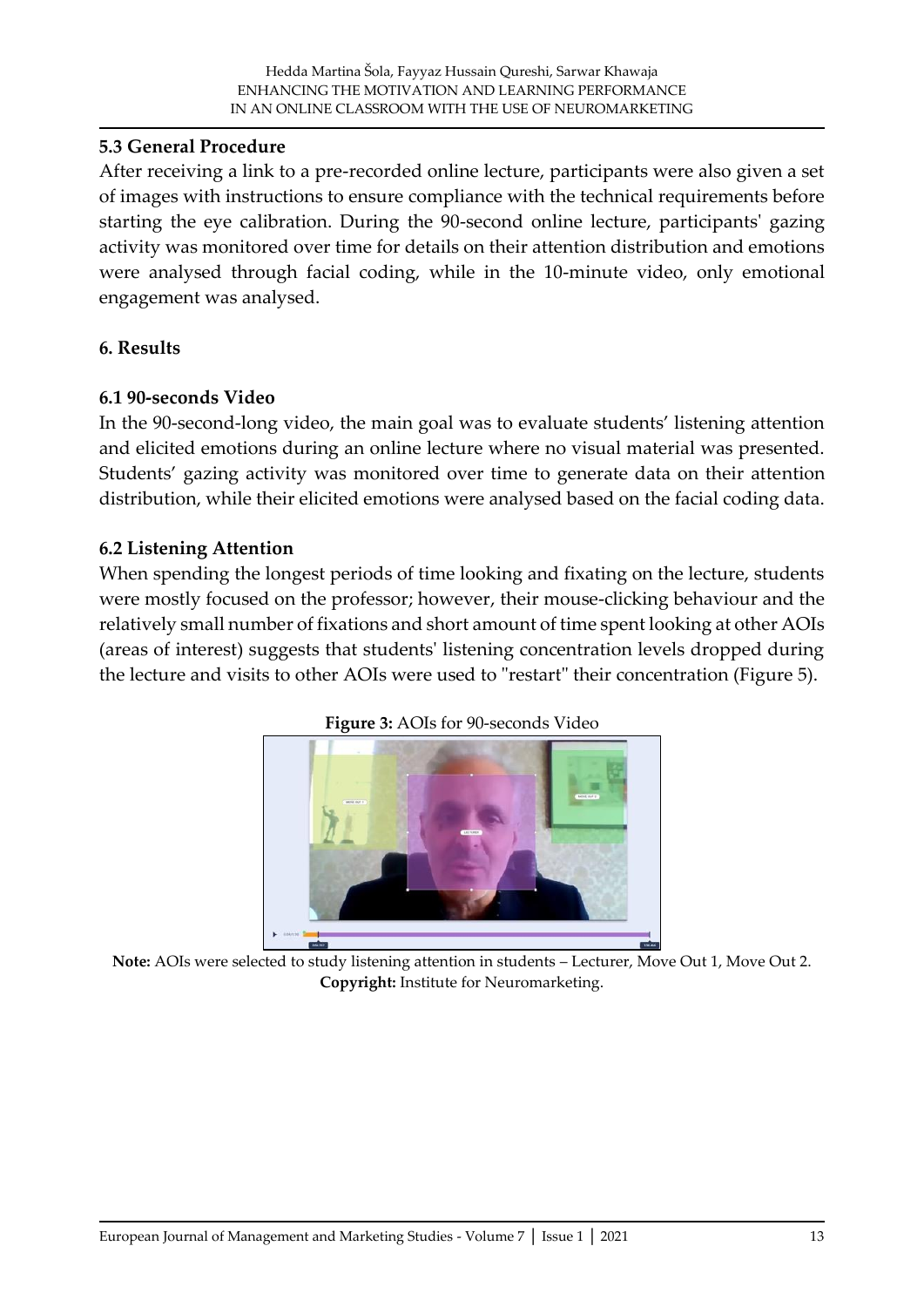### 5.3 General Procedure

After receiving a link to a pre-recorded online lecture, participants were also given a set of images with instructions to ensure compliance with the technical requirements before starting the eye calibration. During the 90-second online lecture, participants' gazing activity was monitored over time for details on their attention distribution and emotions were analysed through facial coding, while in the 10-minute video, only emotional engagement was analysed.

## 6. Results

### 6.1 90-seconds Video

In the 90-second-long video, the main goal was to evaluate students' listening attention and elicited emotions during an online lecture where no visual material was presented. Students' gazing activity was monitored over time to generate data on their attention distribution, while their elicited emotions were analysed based on the facial coding data.

### 6.2 Listening Attention

When spending the longest periods of time looking and fixating on the lecture, students were mostly focused on the professor; however, their mouse-clicking behaviour and the relatively small number of fixations and short amount of time spent looking at other AOIs (areas of interest) suggests that students' listening concentration levels dropped during the lecture and visits to other AOIs were used to "restart" their concentration (Figure 5).

**Figure 3:** AOIs for 90-seconds Video

**Note:** AOIs were selected to study listening attention in students – Lecturer, Move Out 1, Move Out 2.
**Copyright:** Institute for Neuromarketing.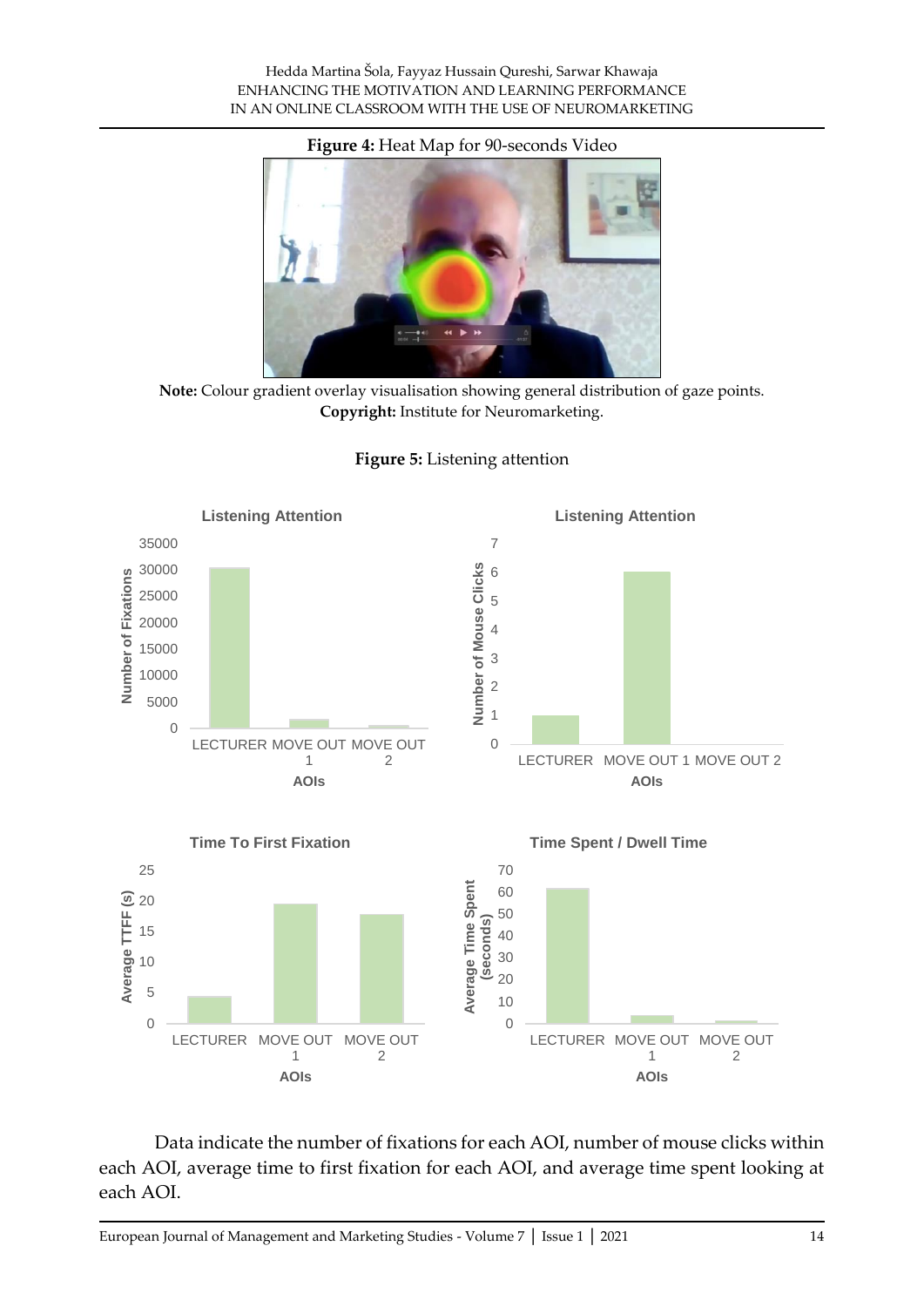**Figure 4:** Heat Map for 90-seconds Video

**Note:** Colour gradient overlay visualisation showing general distribution of gaze points.
**Copyright:** Institute for Neuromarketing.

**Figure 5:** Listening attention

Data indicate the number of fixations for each AOI, number of mouse clicks within each AOI, average time to first fixation for each AOI, and average time spent looking at each AOI.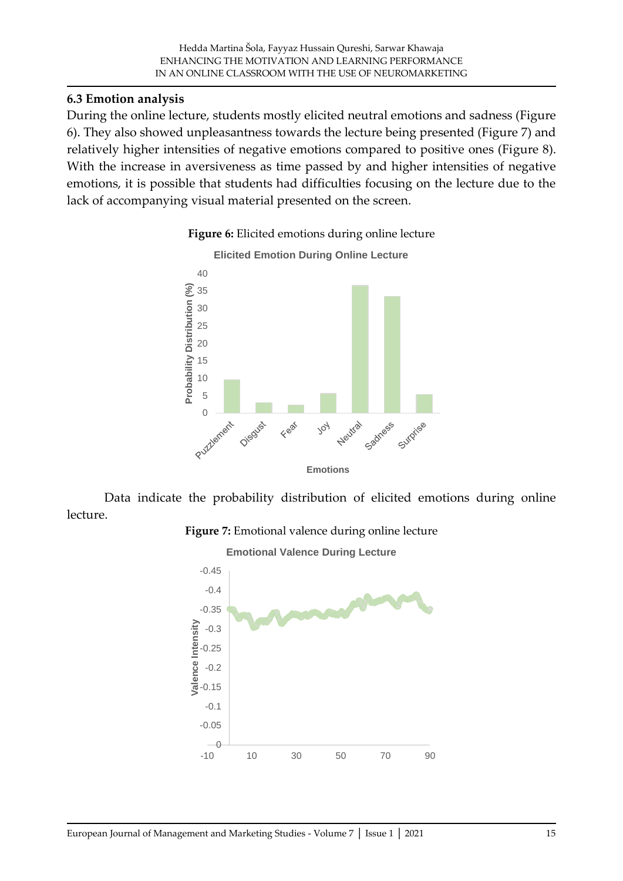### 6.3 Emotion analysis

During the online lecture, students mostly elicited neutral emotions and sadness (Figure 6). They also showed unpleasantness towards the lecture being presented (Figure 7) and relatively higher intensities of negative emotions compared to positive ones (Figure 8). With the increase in aversiveness as time passed by and higher intensities of negative emotions, it is possible that students had difficulties focusing on the lecture due to the lack of accompanying visual material presented on the screen.

**Figure 6:** Elicited emotions during online lecture

Data indicate the probability distribution of elicited emotions during online lecture.

**Figure 7:** Emotional valence during online lecture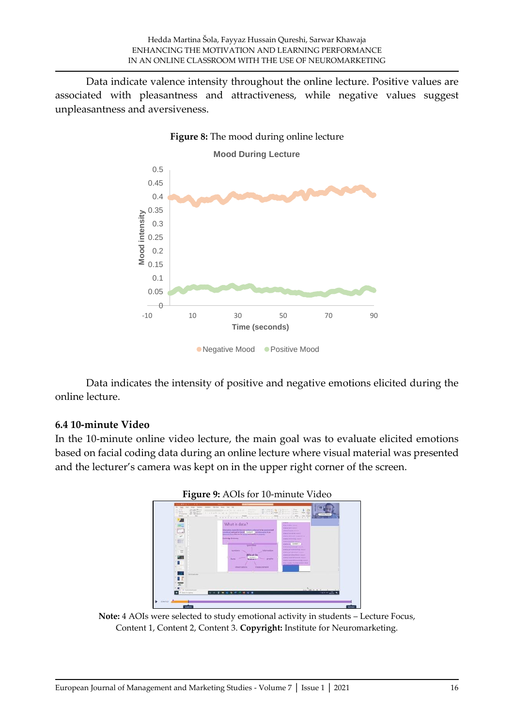Data indicate valence intensity throughout the online lecture. Positive values are associated with pleasantness and attractiveness, while negative values suggest unpleasantness and aversiveness.

**Figure 8:** The mood during online lecture

Data indicates the intensity of positive and negative emotions elicited during the online lecture.

### 6.4 10-minute Video

In the 10-minute online video lecture, the main goal was to evaluate elicited emotions based on facial coding data during an online lecture where visual material was presented and the lecturer's camera was kept on in the upper right corner of the screen.

**Figure 9:** AOIs for 10-minute Video

**Note:** 4 AOIs were selected to study emotional activity in students – Lecture Focus, Content 1, Content 2, Content 3. **Copyright:** Institute for Neuromarketing.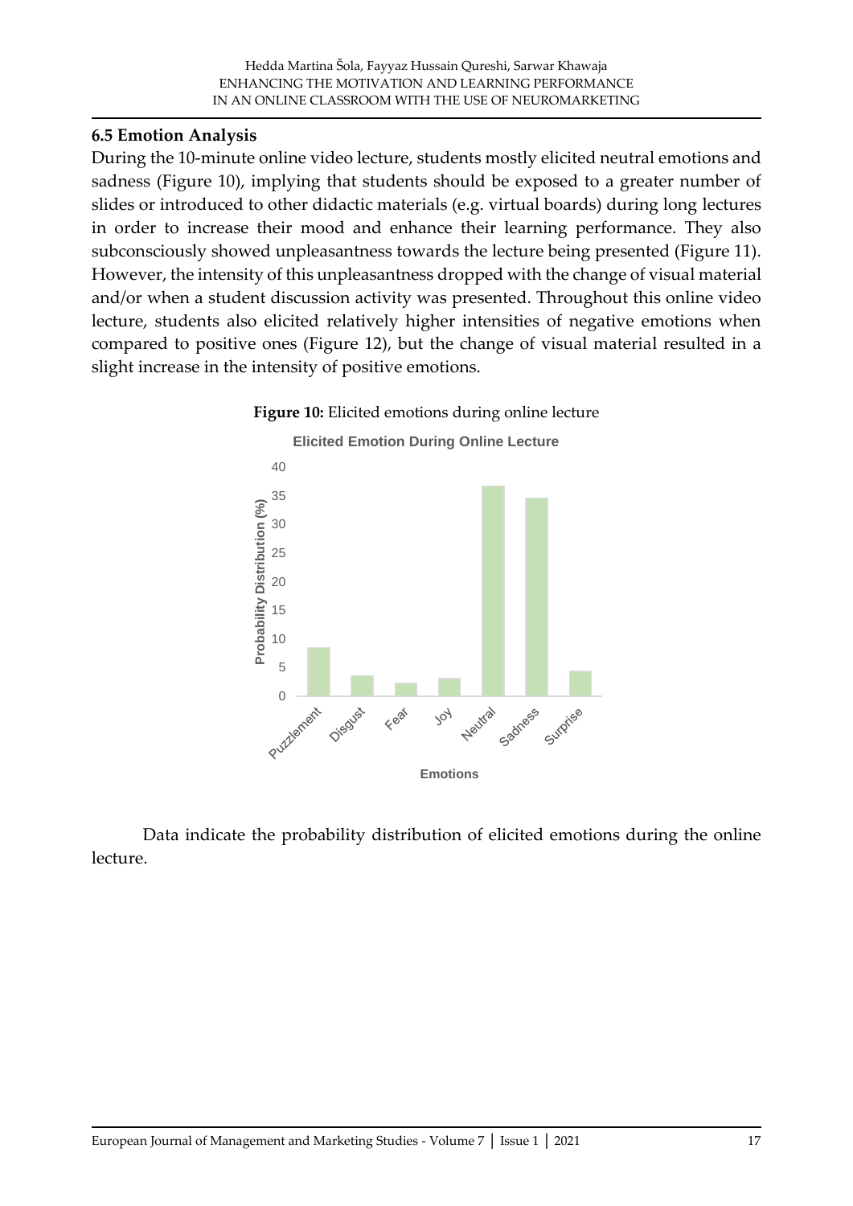### 6.5 Emotion Analysis

During the 10-minute online video lecture, students mostly elicited neutral emotions and sadness (Figure 10), implying that students should be exposed to a greater number of slides or introduced to other didactic materials (e.g. virtual boards) during long lectures in order to increase their mood and enhance their learning performance. They also subconsciously showed unpleasantness towards the lecture being presented (Figure 11). However, the intensity of this unpleasantness dropped with the change of visual material and/or when a student discussion activity was presented. Throughout this online video lecture, students also elicited relatively higher intensities of negative emotions when compared to positive ones (Figure 12), but the change of visual material resulted in a slight increase in the intensity of positive emotions.

**Figure 10:** Elicited emotions during online lecture

Data indicate the probability distribution of elicited emotions during the online lecture.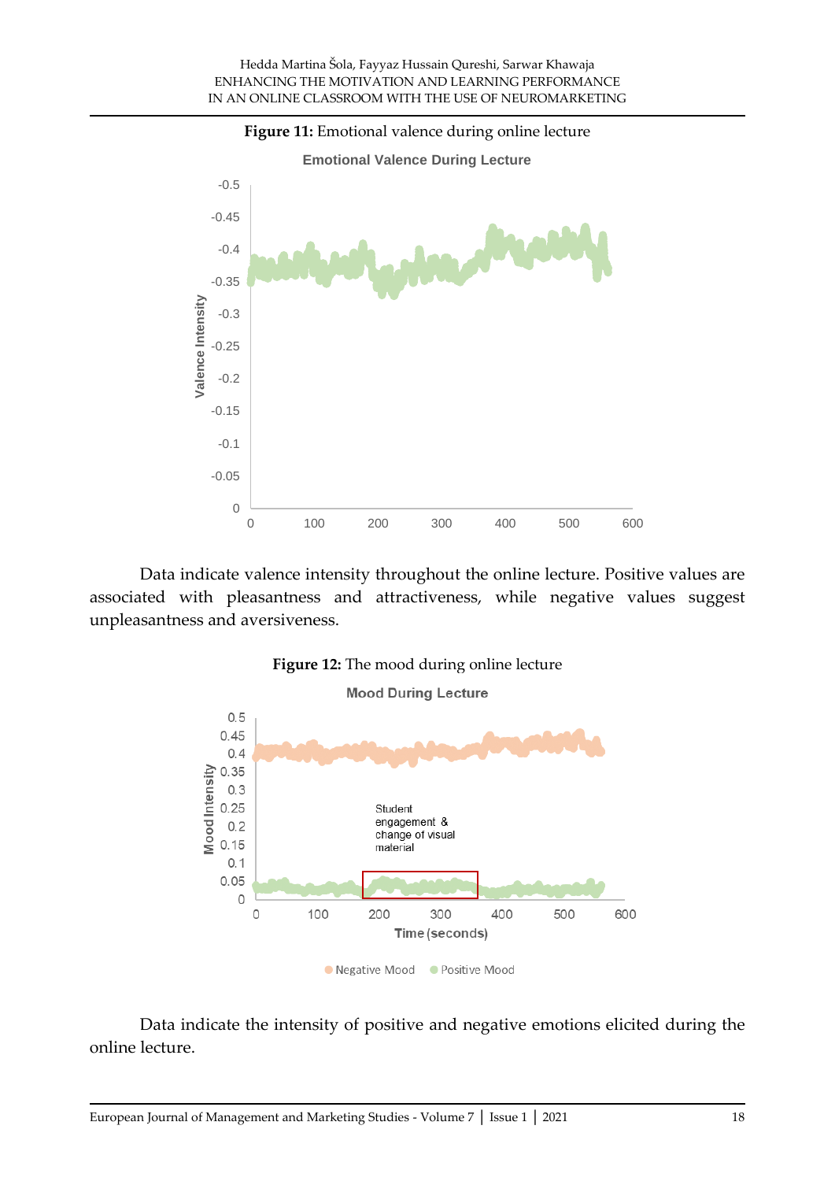**Figure 11:** Emotional valence during online lecture

Data indicate valence intensity throughout the online lecture. Positive values are associated with pleasantness and attractiveness, while negative values suggest unpleasantness and aversiveness.

**Figure 12:** The mood during online lecture

Data indicate the intensity of positive and negative emotions elicited during the online lecture.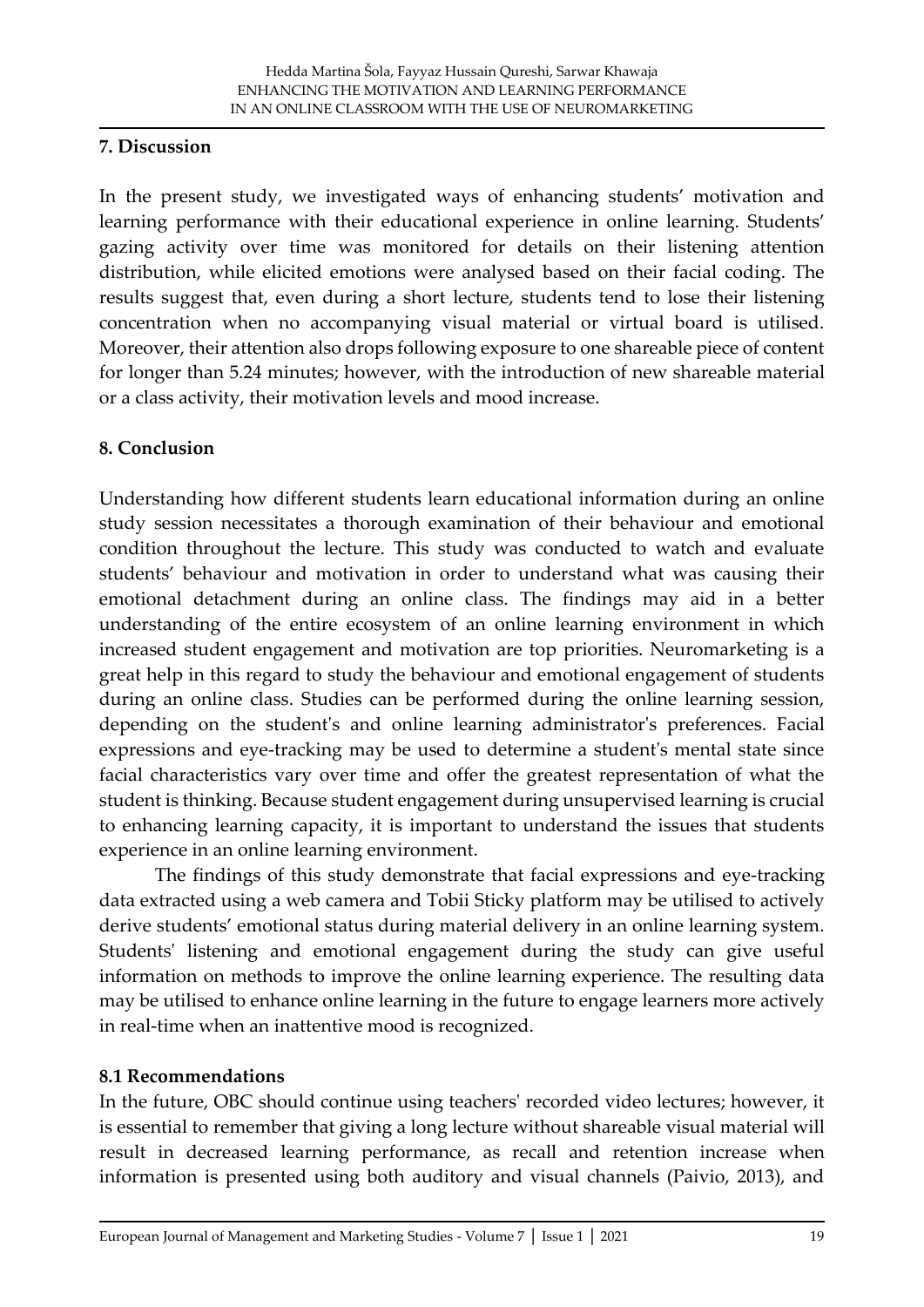## 7. Discussion

In the present study, we investigated ways of enhancing students' motivation and learning performance with their educational experience in online learning. Students' gazing activity over time was monitored for details on their listening attention distribution, while elicited emotions were analysed based on their facial coding. The results suggest that, even during a short lecture, students tend to lose their listening concentration when no accompanying visual material or virtual board is utilised. Moreover, their attention also drops following exposure to one shareable piece of content for longer than 5.24 minutes; however, with the introduction of new shareable material or a class activity, their motivation levels and mood increase.

## 8. Conclusion

Understanding how different students learn educational information during an online study session necessitates a thorough examination of their behaviour and emotional condition throughout the lecture. This study was conducted to watch and evaluate students' behaviour and motivation in order to understand what was causing their emotional detachment during an online class. The findings may aid in a better understanding of the entire ecosystem of an online learning environment in which increased student engagement and motivation are top priorities. Neuromarketing is a great help in this regard to study the behaviour and emotional engagement of students during an online class. Studies can be performed during the online learning session, depending on the student's and online learning administrator's preferences. Facial expressions and eye-tracking may be used to determine a student's mental state since facial characteristics vary over time and offer the greatest representation of what the student is thinking. Because student engagement during unsupervised learning is crucial to enhancing learning capacity, it is important to understand the issues that students experience in an online learning environment.

The findings of this study demonstrate that facial expressions and eye-tracking data extracted using a web camera and Tobii Sticky platform may be utilised to actively derive students' emotional status during material delivery in an online learning system. Students' listening and emotional engagement during the study can give useful information on methods to improve the online learning experience. The resulting data may be utilised to enhance online learning in the future to engage learners more actively in real-time when an inattentive mood is recognized.

### 8.1 Recommendations

In the future, OBC should continue using teachers' recorded video lectures; however, it is essential to remember that giving a long lecture without shareable visual material will result in decreased learning performance, as recall and retention increase when information is presented using both auditory and visual channels (Paivio, 2013), and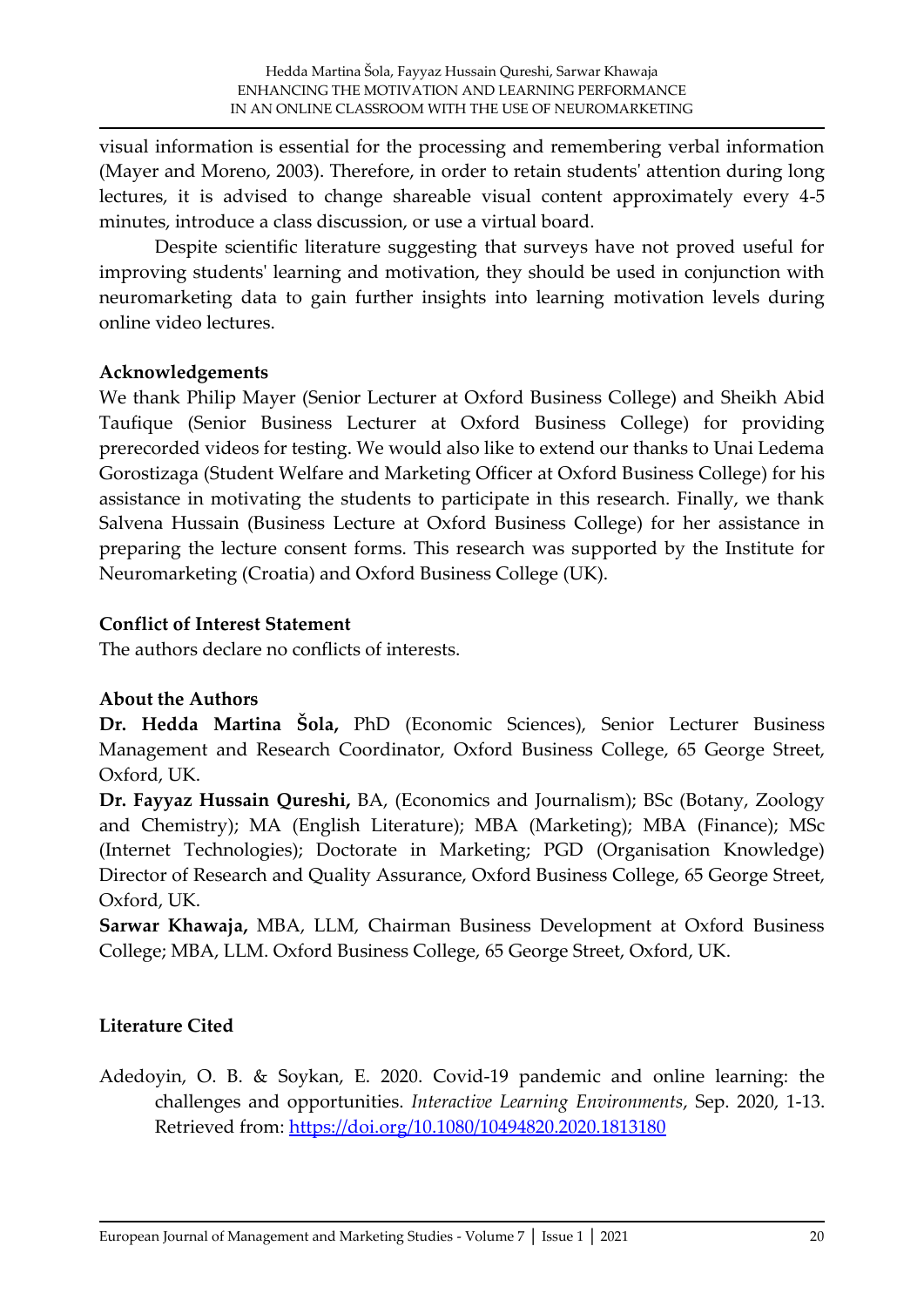visual information is essential for the processing and remembering verbal information (Mayer and Moreno, 2003). Therefore, in order to retain students' attention during long lectures, it is advised to change shareable visual content approximately every 4-5 minutes, introduce a class discussion, or use a virtual board.

Despite scientific literature suggesting that surveys have not proved useful for improving students' learning and motivation, they should be used in conjunction with neuromarketing data to gain further insights into learning motivation levels during online video lectures.

### Acknowledgements

We thank Philip Mayer (Senior Lecturer at Oxford Business College) and Sheikh Abid Taufique (Senior Business Lecturer at Oxford Business College) for providing prerecorded videos for testing. We would also like to extend our thanks to Unai Ledema Gorostizaga (Student Welfare and Marketing Officer at Oxford Business College) for his assistance in motivating the students to participate in this research. Finally, we thank Salvena Hussain (Business Lecture at Oxford Business College) for her assistance in preparing the lecture consent forms. This research was supported by the Institute for Neuromarketing (Croatia) and Oxford Business College (UK).

### Conflict of Interest Statement

The authors declare no conflicts of interests.

### About the Authors

**Dr. Hedda Martina Šola,** PhD (Economic Sciences), Senior Lecturer Business Management and Research Coordinator, Oxford Business College, 65 George Street, Oxford, UK.

**Dr. Fayyaz Hussain Qureshi,** BA, (Economics and Journalism); BSc (Botany, Zoology and Chemistry); MA (English Literature); MBA (Marketing); MBA (Finance); MSc (Internet Technologies); Doctorate in Marketing; PGD (Organisation Knowledge) Director of Research and Quality Assurance, Oxford Business College, 65 George Street, Oxford, UK.

**Sarwar Khawaja,** MBA, LLM, Chairman Business Development at Oxford Business College; MBA, LLM. Oxford Business College, 65 George Street, Oxford, UK.

### Literature Cited

Adedoyin, O. B. & Soykan, E. 2020. Covid-19 pandemic and online learning: the challenges and opportunities. *Interactive Learning Environments*, Sep. 2020, 1-13. Retrieved from: https://doi.org/10.1080/10494820.2020.1813180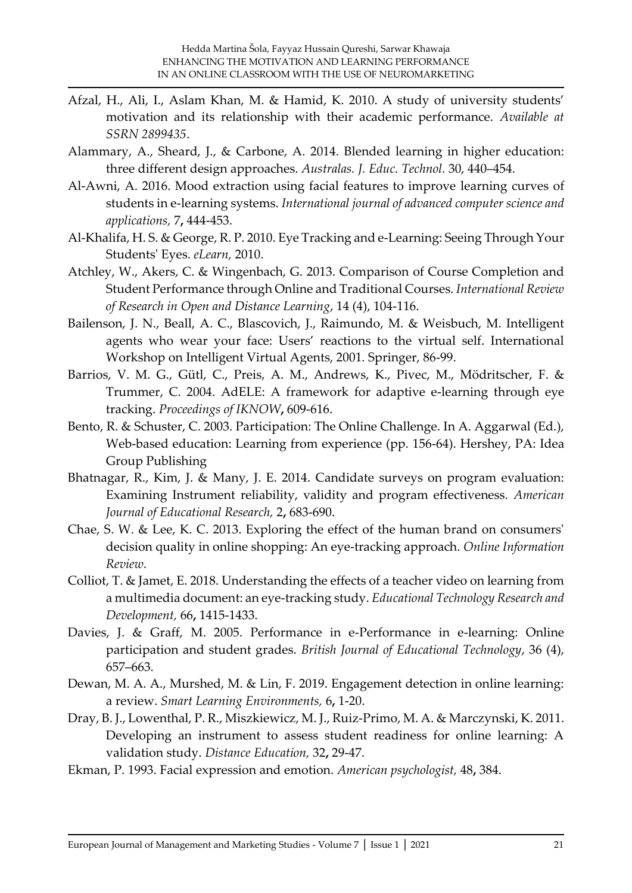Afzal, H., Ali, I., Aslam Khan, M. & Hamid, K. 2010. A study of university students' motivation and its relationship with their academic performance. *Available at SSRN 2899435*.

Alammary, A., Sheard, J., & Carbone, A. 2014. Blended learning in higher education: three different design approaches. *Australas. J. Educ. Technol.* 30, 440–454.

Al-Awni, A. 2016. Mood extraction using facial features to improve learning curves of students in e-learning systems. *International journal of advanced computer science and applications,* 7**,** 444-453.

Al-Khalifa, H. S. & George, R. P. 2010. Eye Tracking and e-Learning: Seeing Through Your Students' Eyes. *eLearn,* 2010.

Atchley, W., Akers, C. & Wingenbach, G. 2013. Comparison of Course Completion and Student Performance through Online and Traditional Courses. *International Review of Research in Open and Distance Learning*, 14 (4), 104-116.

Bailenson, J. N., Beall, A. C., Blascovich, J., Raimundo, M. & Weisbuch, M. Intelligent agents who wear your face: Users' reactions to the virtual self. International Workshop on Intelligent Virtual Agents, 2001. Springer, 86-99.

Barrios, V. M. G., Gütl, C., Preis, A. M., Andrews, K., Pivec, M., Mödritscher, F. & Trummer, C. 2004. AdELE: A framework for adaptive e-learning through eye tracking. *Proceedings of IKNOW***,** 609-616.

Bento, R. & Schuster, C. 2003. Participation: The Online Challenge. In A. Aggarwal (Ed.), Web-based education: Learning from experience (pp. 156-64). Hershey, PA: Idea Group Publishing

Bhatnagar, R., Kim, J. & Many, J. E. 2014. Candidate surveys on program evaluation: Examining Instrument reliability, validity and program effectiveness. *American Journal of Educational Research,* 2**,** 683-690.

Chae, S. W. & Lee, K. C. 2013. Exploring the effect of the human brand on consumers' decision quality in online shopping: An eye-tracking approach. *Online Information Review*.

Colliot, T. & Jamet, E. 2018. Understanding the effects of a teacher video on learning from a multimedia document: an eye-tracking study. *Educational Technology Research and Development,* 66**,** 1415-1433.

Davies, J. & Graff, M. 2005. Performance in e-Performance in e-learning: Online participation and student grades. *British Journal of Educational Technology*, 36 (4), 657–663.

Dewan, M. A. A., Murshed, M. & Lin, F. 2019. Engagement detection in online learning: a review. *Smart Learning Environments,* 6**,** 1-20.

Dray, B. J., Lowenthal, P. R., Miszkiewicz, M. J., Ruiz-Primo, M. A. & Marczynski, K. 2011. Developing an instrument to assess student readiness for online learning: A validation study. *Distance Education,* 32**,** 29-47.

Ekman, P. 1993. Facial expression and emotion. *American psychologist,* 48**,** 384.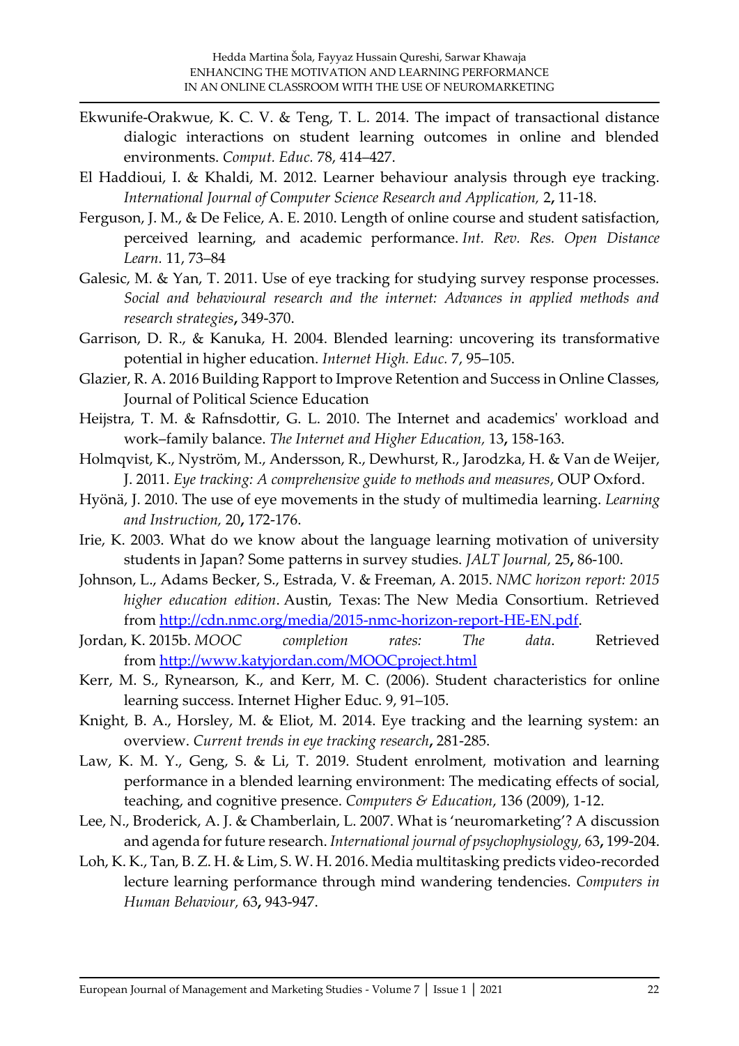Ekwunife-Orakwue, K. C. V. & Teng, T. L. 2014. The impact of transactional distance dialogic interactions on student learning outcomes in online and blended environments. *Comput. Educ.* 78, 414–427.

El Haddioui, I. & Khaldi, M. 2012. Learner behaviour analysis through eye tracking. *International Journal of Computer Science Research and Application,* 2**,** 11-18.

Ferguson, J. M., & De Felice, A. E. 2010. Length of online course and student satisfaction, perceived learning, and academic performance. *Int. Rev. Res. Open Distance Learn.* 11, 73–84

Galesic, M. & Yan, T. 2011. Use of eye tracking for studying survey response processes. *Social and behavioural research and the internet: Advances in applied methods and research strategies***,** 349-370.

Garrison, D. R., & Kanuka, H. 2004. Blended learning: uncovering its transformative potential in higher education. *Internet High. Educ.* 7, 95–105.

Glazier, R. A. 2016 Building Rapport to Improve Retention and Success in Online Classes, Journal of Political Science Education

Heijstra, T. M. & Rafnsdottir, G. L. 2010. The Internet and academics' workload and work–family balance. *The Internet and Higher Education,* 13**,** 158-163.

Holmqvist, K., Nyström, M., Andersson, R., Dewhurst, R., Jarodzka, H. & Van de Weijer, J. 2011. *Eye tracking: A comprehensive guide to methods and measures*, OUP Oxford.

Hyönä, J. 2010. The use of eye movements in the study of multimedia learning. *Learning and Instruction,* 20**,** 172-176.

Irie, K. 2003. What do we know about the language learning motivation of university students in Japan? Some patterns in survey studies. *JALT Journal,* 25**,** 86-100.

Johnson, L., Adams Becker, S., Estrada, V. & Freeman, A. 2015. *NMC horizon report: 2015 higher education edition*. Austin, Texas: The New Media Consortium. Retrieved from http://cdn.nmc.org/media/2015-nmc-horizon-report-HE-EN.pdf.

Jordan, K. 2015b. *MOOC completion rates: The data*. Retrieved from http://www.katyjordan.com/MOOCproject.html

Kerr, M. S., Rynearson, K., and Kerr, M. C. (2006). Student characteristics for online learning success. Internet Higher Educ. 9, 91–105.

Knight, B. A., Horsley, M. & Eliot, M. 2014. Eye tracking and the learning system: an overview. *Current trends in eye tracking research***,** 281-285.

Law, K. M. Y., Geng, S. & Li, T. 2019. Student enrolment, motivation and learning performance in a blended learning environment: The medicating effects of social, teaching, and cognitive presence. *Computers & Education*, 136 (2009), 1-12.

Lee, N., Broderick, A. J. & Chamberlain, L. 2007. What is 'neuromarketing'? A discussion and agenda for future research. *International journal of psychophysiology,* 63**,** 199-204.

Loh, K. K., Tan, B. Z. H. & Lim, S. W. H. 2016. Media multitasking predicts video-recorded lecture learning performance through mind wandering tendencies. *Computers in Human Behaviour,* 63**,** 943-947.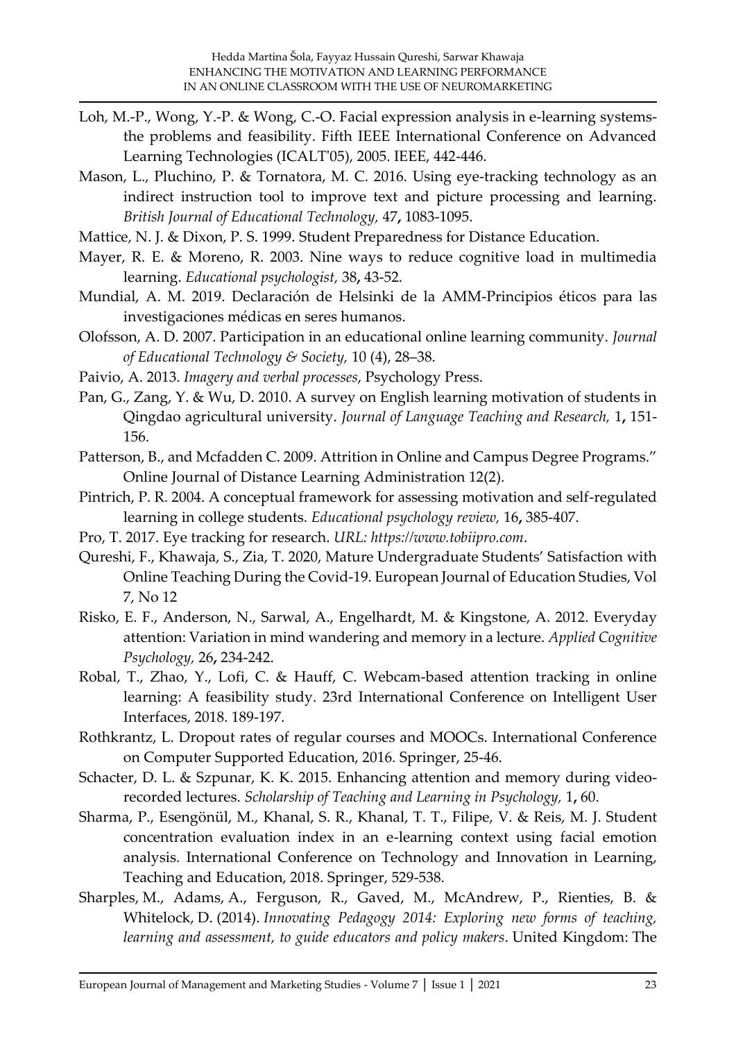Loh, M.-P., Wong, Y.-P. & Wong, C.-O. Facial expression analysis in e-learning systems-the problems and feasibility. Fifth IEEE International Conference on Advanced Learning Technologies (ICALT'05), 2005. IEEE, 442-446.

Mason, L., Pluchino, P. & Tornatora, M. C. 2016. Using eye-tracking technology as an indirect instruction tool to improve text and picture processing and learning. *British Journal of Educational Technology,* 47**,** 1083-1095.

Mattice, N. J. & Dixon, P. S. 1999. Student Preparedness for Distance Education.

Mayer, R. E. & Moreno, R. 2003. Nine ways to reduce cognitive load in multimedia learning. *Educational psychologist,* 38**,** 43-52.

Mundial, A. M. 2019. Declaración de Helsinki de la AMM-Principios éticos para las investigaciones médicas en seres humanos.

Olofsson, A. D. 2007. Participation in an educational online learning community. *Journal of Educational Technology & Society,* 10 (4), 28–38.

Paivio, A. 2013. *Imagery and verbal processes,* Psychology Press.

Pan, G., Zang, Y. & Wu, D. 2010. A survey on English learning motivation of students in Qingdao agricultural university. *Journal of Language Teaching and Research,* 1**,** 151-156.

Patterson, B., and Mcfadden C. 2009. Attrition in Online and Campus Degree Programs." Online Journal of Distance Learning Administration 12(2).

Pintrich, P. R. 2004. A conceptual framework for assessing motivation and self-regulated learning in college students. *Educational psychology review,* 16**,** 385-407.

Pro, T. 2017. Eye tracking for research. *URL: https://www.tobiipro.com*.

Qureshi, F., Khawaja, S., Zia, T. 2020, Mature Undergraduate Students' Satisfaction with Online Teaching During the Covid-19. European Journal of Education Studies, Vol 7, No 12

Risko, E. F., Anderson, N., Sarwal, A., Engelhardt, M. & Kingstone, A. 2012. Everyday attention: Variation in mind wandering and memory in a lecture. *Applied Cognitive Psychology,* 26**,** 234-242.

Robal, T., Zhao, Y., Lofi, C. & Hauff, C. Webcam-based attention tracking in online learning: A feasibility study. 23rd International Conference on Intelligent User Interfaces, 2018. 189-197.

Rothkrantz, L. Dropout rates of regular courses and MOOCs. International Conference on Computer Supported Education, 2016. Springer, 25-46.

Schacter, D. L. & Szpunar, K. K. 2015. Enhancing attention and memory during video-recorded lectures. *Scholarship of Teaching and Learning in Psychology,* 1**,** 60.

Sharma, P., Esengönül, M., Khanal, S. R., Khanal, T. T., Filipe, V. & Reis, M. J. Student concentration evaluation index in an e-learning context using facial emotion analysis. International Conference on Technology and Innovation in Learning, Teaching and Education, 2018. Springer, 529-538.

Sharples, M., Adams, A., Ferguson, R., Gaved, M., McAndrew, P., Rienties, B. & Whitelock, D. (2014). *Innovating Pedagogy 2014: Exploring new forms of teaching, learning and assessment, to guide educators and policy makers*. United Kingdom: The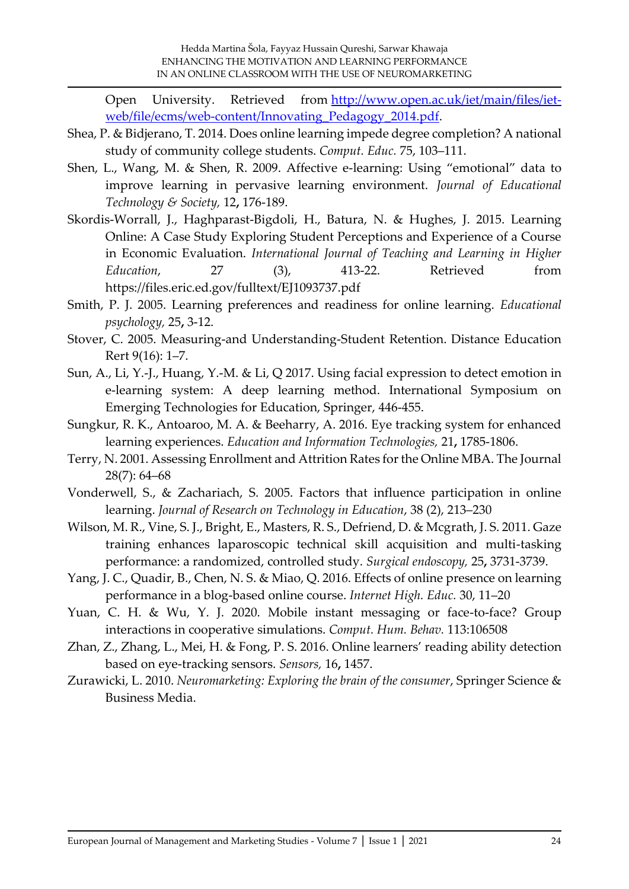Open University. Retrieved from [http://www.open.ac.uk/iet/main/files/iet-web/file/ecms/web-content/Innovating_Pedagogy_2014.pdf](http://www.open.ac.uk/iet/main/files/iet-web/file/ecms/web-content/Innovating_Pedagogy_2014.pdf).

Shea, P. & Bidjerano, T. 2014. Does online learning impede degree completion? A national study of community college students. *Comput. Educ.* 75, 103–111.

Shen, L., Wang, M. & Shen, R. 2009. Affective e-learning: Using "emotional" data to improve learning in pervasive learning environment. *Journal of Educational Technology & Society,* 12**,** 176-189.

Skordis-Worrall, J., Haghparast-Bigdoli, H., Batura, N. & Hughes, J. 2015. Learning Online: A Case Study Exploring Student Perceptions and Experience of a Course in Economic Evaluation. *International Journal of Teaching and Learning in Higher Education*, 27 (3), 413-22. Retrieved from https://files.eric.ed.gov/fulltext/EJ1093737.pdf

Smith, P. J. 2005. Learning preferences and readiness for online learning. *Educational psychology,* 25**,** 3-12.

Stover, C. 2005. Measuring-and Understanding-Student Retention. Distance Education Rert 9(16): 1–7.

Sun, A., Li, Y.-J., Huang, Y.-M. & Li, Q 2017. Using facial expression to detect emotion in e-learning system: A deep learning method. International Symposium on Emerging Technologies for Education, Springer, 446-455.

Sungkur, R. K., Antoaroo, M. A. & Beeharry, A. 2016. Eye tracking system for enhanced learning experiences. *Education and Information Technologies,* 21**,** 1785-1806.

Terry, N. 2001. Assessing Enrollment and Attrition Rates for the Online MBA. The Journal 28(7): 64–68

Vonderwell, S., & Zachariach, S. 2005. Factors that influence participation in online learning. *Journal of Research on Technology in Education*, 38 (2), 213–230

Wilson, M. R., Vine, S. J., Bright, E., Masters, R. S., Defriend, D. & Mcgrath, J. S. 2011. Gaze training enhances laparoscopic technical skill acquisition and multi-tasking performance: a randomized, controlled study. *Surgical endoscopy,* 25**,** 3731-3739.

Yang, J. C., Quadir, B., Chen, N. S. & Miao, Q. 2016. Effects of online presence on learning performance in a blog-based online course. *Internet High. Educ.* 30, 11–20

Yuan, C. H. & Wu, Y. J. 2020. Mobile instant messaging or face-to-face? Group interactions in cooperative simulations. *Comput. Hum. Behav.* 113:106508

Zhan, Z., Zhang, L., Mei, H. & Fong, P. S. 2016. Online learners' reading ability detection based on eye-tracking sensors. *Sensors,* 16**,** 1457.

Zurawicki, L. 2010. *Neuromarketing: Exploring the brain of the consumer*, Springer Science & Business Media.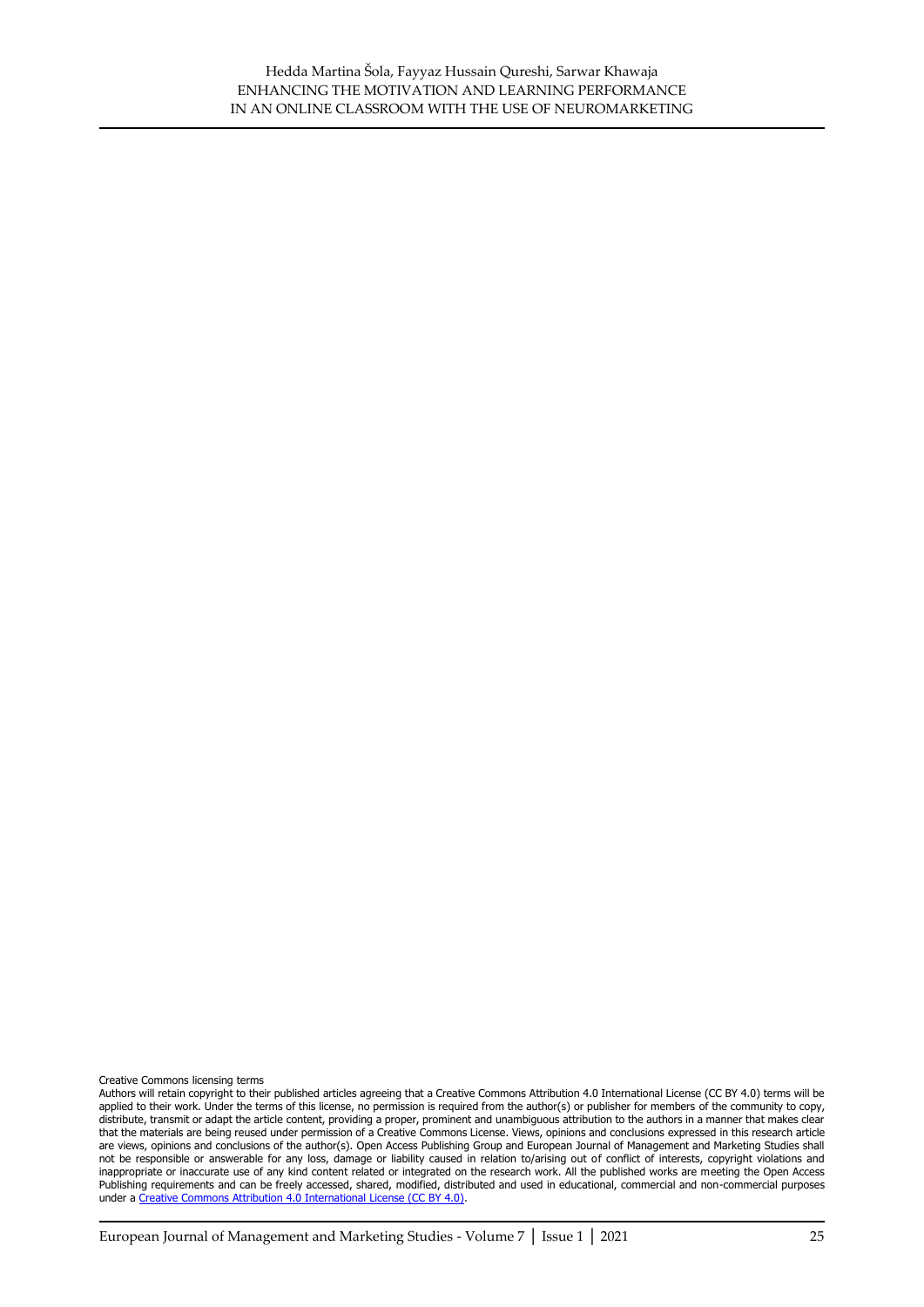Creative Commons licensing terms

Authors will retain copyright to their published articles agreeing that a Creative Commons Attribution 4.0 International License (CC BY 4.0) terms will be applied to their work. Under the terms of this license, no permission is required from the author(s) or publisher for members of the community to copy, distribute, transmit or adapt the article content, providing a proper, prominent and unambiguous attribution to the authors in a manner that makes clear that the materials are being reused under permission of a Creative Commons License. Views, opinions and conclusions expressed in this research article are views, opinions and conclusions of the author(s). Open Access Publishing Group and European Journal of Management and Marketing Studies shall not be responsible or answerable for any loss, damage or liability caused in relation to/arising out of conflict of interests, copyright violations and inappropriate or inaccurate use of any kind content related or integrated on the research work. All the published works are meeting the Open Access Publishing requirements and can be freely accessed, shared, modified, distributed and used in educational, commercial and non-commercial purposes under a [Creative Commons Attribution 4.0 International License (CC BY 4.0)](https://creativecommons.org/licenses/by/4.0/).